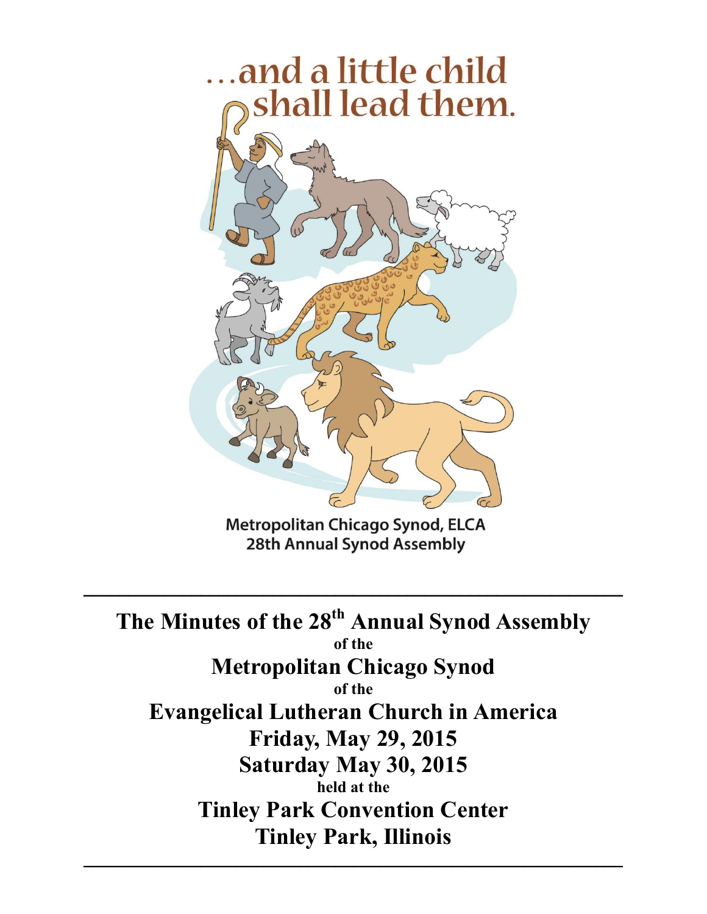…and a little child shall lead them.

Metropolitan Chicago Synod, ELCA
28th Annual Synod Assembly

---

# The Minutes of the 28th Annual Synod Assembly

of the

## Metropolitan Chicago Synod

of the

## Evangelical Lutheran Church in America

**Friday, May 29, 2015**

**Saturday May 30, 2015**

held at the

**Tinley Park Convention Center**

**Tinley Park, Illinois**

---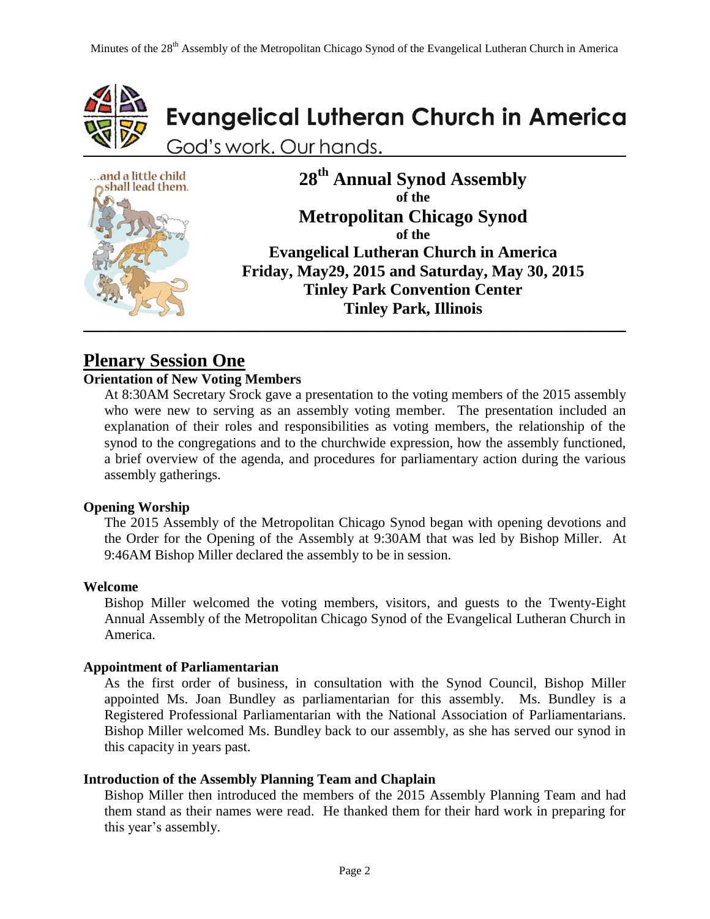# Evangelical Lutheran Church in America

God's work. Our hands.

...and a little child shall lead them.

**28th Annual Synod Assembly**
**of the**
**Metropolitan Chicago Synod**
**of the**
**Evangelical Lutheran Church in America**
**Friday, May29, 2015 and Saturday, May 30, 2015**
**Tinley Park Convention Center**
**Tinley Park, Illinois**

## Plenary Session One

### Orientation of New Voting Members

At 8:30AM Secretary Srock gave a presentation to the voting members of the 2015 assembly who were new to serving as an assembly voting member. The presentation included an explanation of their roles and responsibilities as voting members, the relationship of the synod to the congregations and to the churchwide expression, how the assembly functioned, a brief overview of the agenda, and procedures for parliamentary action during the various assembly gatherings.

### Opening Worship

The 2015 Assembly of the Metropolitan Chicago Synod began with opening devotions and the Order for the Opening of the Assembly at 9:30AM that was led by Bishop Miller. At 9:46AM Bishop Miller declared the assembly to be in session.

### Welcome

Bishop Miller welcomed the voting members, visitors, and guests to the Twenty-Eight Annual Assembly of the Metropolitan Chicago Synod of the Evangelical Lutheran Church in America.

### Appointment of Parliamentarian

As the first order of business, in consultation with the Synod Council, Bishop Miller appointed Ms. Joan Bundley as parliamentarian for this assembly. Ms. Bundley is a Registered Professional Parliamentarian with the National Association of Parliamentarians. Bishop Miller welcomed Ms. Bundley back to our assembly, as she has served our synod in this capacity in years past.

### Introduction of the Assembly Planning Team and Chaplain

Bishop Miller then introduced the members of the 2015 Assembly Planning Team and had them stand as their names were read. He thanked them for their hard work in preparing for this year's assembly.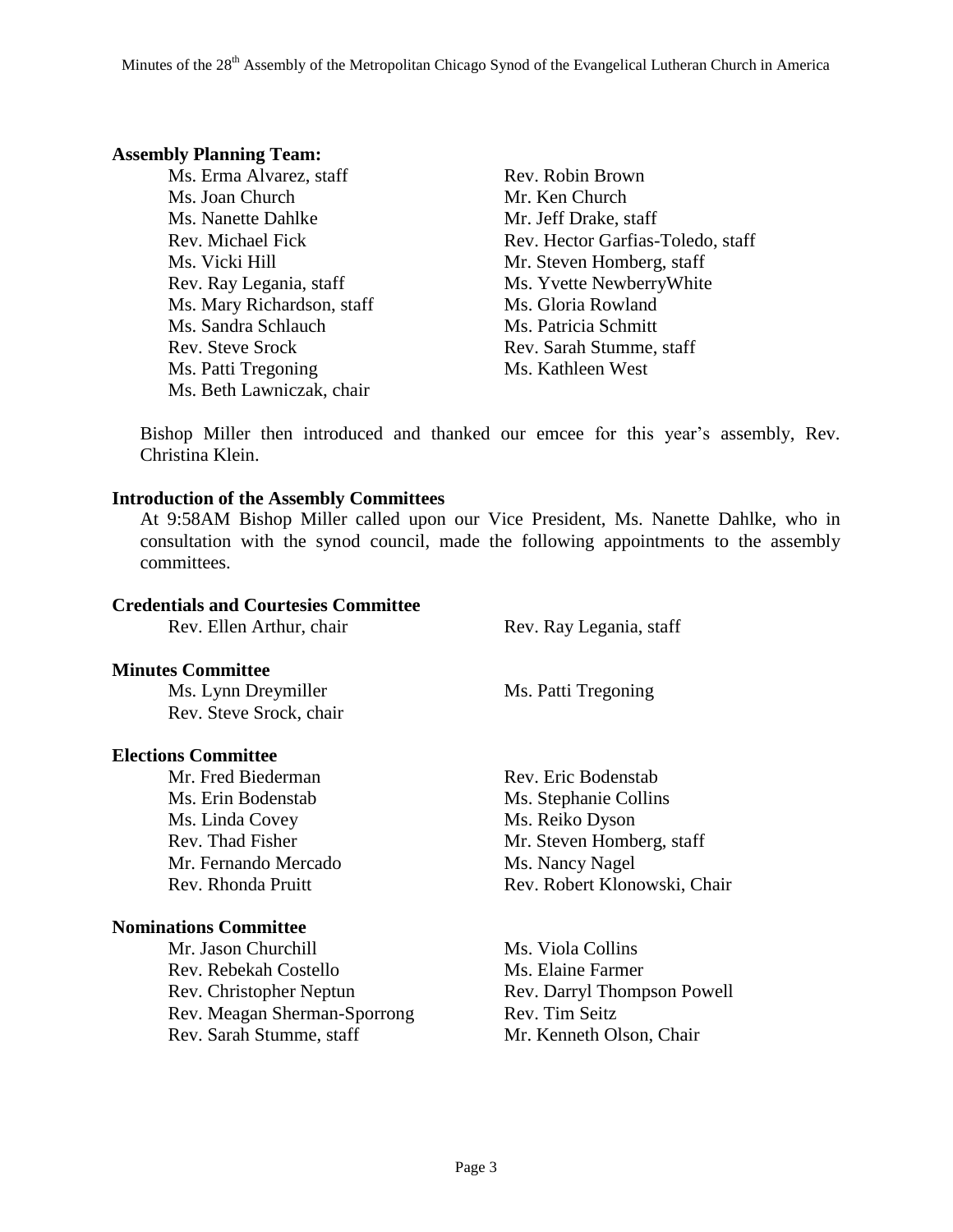### Assembly Planning Team:

Ms. Erma Alvarez, staff
Rev. Robin Brown
Ms. Joan Church
Mr. Ken Church
Ms. Nanette Dahlke
Mr. Jeff Drake, staff
Rev. Michael Fick
Rev. Hector Garfias-Toledo, staff
Ms. Vicki Hill
Mr. Steven Homberg, staff
Rev. Ray Legania, staff
Ms. Yvette NewberryWhite
Ms. Mary Richardson, staff
Ms. Gloria Rowland
Ms. Sandra Schlauch
Ms. Patricia Schmitt
Rev. Steve Srock
Rev. Sarah Stumme, staff
Ms. Patti Tregoning
Ms. Kathleen West
Ms. Beth Lawniczak, chair

Bishop Miller then introduced and thanked our emcee for this year's assembly, Rev. Christina Klein.

### Introduction of the Assembly Committees

At 9:58AM Bishop Miller called upon our Vice President, Ms. Nanette Dahlke, who in consultation with the synod council, made the following appointments to the assembly committees.

### Credentials and Courtesies Committee

Rev. Ellen Arthur, chair
Rev. Ray Legania, staff

### Minutes Committee

Ms. Lynn Dreymiller
Ms. Patti Tregoning
Rev. Steve Srock, chair

### Elections Committee

Mr. Fred Biederman
Rev. Eric Bodenstab
Ms. Erin Bodenstab
Ms. Stephanie Collins
Ms. Linda Covey
Ms. Reiko Dyson
Rev. Thad Fisher
Mr. Steven Homberg, staff
Mr. Fernando Mercado
Ms. Nancy Nagel
Rev. Rhonda Pruitt
Rev. Robert Klonowski, Chair

### Nominations Committee

Mr. Jason Churchill
Ms. Viola Collins
Rev. Rebekah Costello
Ms. Elaine Farmer
Rev. Christopher Neptun
Rev. Darryl Thompson Powell
Rev. Meagan Sherman-Sporrong
Rev. Tim Seitz
Rev. Sarah Stumme, staff
Mr. Kenneth Olson, Chair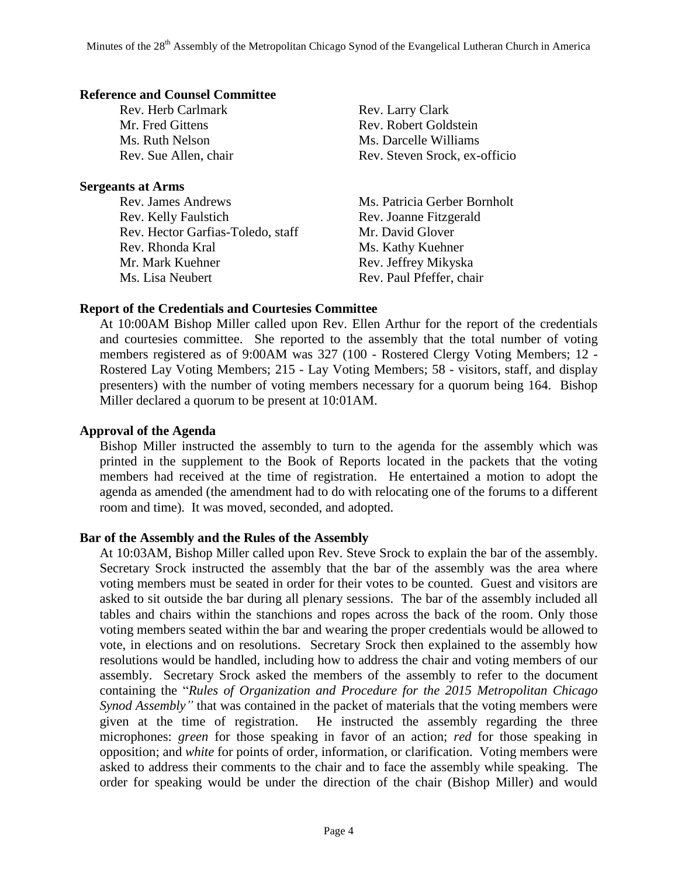**Reference and Counsel Committee**

Rev. Herb Carlmark
Rev. Larry Clark
Mr. Fred Gittens
Rev. Robert Goldstein
Ms. Ruth Nelson
Ms. Darcelle Williams
Rev. Sue Allen, chair
Rev. Steven Srock, ex-officio

**Sergeants at Arms**

Rev. James Andrews
Ms. Patricia Gerber Bornholt
Rev. Kelly Faulstich
Rev. Joanne Fitzgerald
Rev. Hector Garfias-Toledo, staff
Mr. David Glover
Rev. Rhonda Kral
Ms. Kathy Kuehner
Mr. Mark Kuehner
Rev. Jeffrey Mikyska
Ms. Lisa Neubert
Rev. Paul Pfeffer, chair

**Report of the Credentials and Courtesies Committee**

At 10:00AM Bishop Miller called upon Rev. Ellen Arthur for the report of the credentials and courtesies committee. She reported to the assembly that the total number of voting members registered as of 9:00AM was 327 (100 - Rostered Clergy Voting Members; 12 - Rostered Lay Voting Members; 215 - Lay Voting Members; 58 - visitors, staff, and display presenters) with the number of voting members necessary for a quorum being 164. Bishop Miller declared a quorum to be present at 10:01AM.

**Approval of the Agenda**

Bishop Miller instructed the assembly to turn to the agenda for the assembly which was printed in the supplement to the Book of Reports located in the packets that the voting members had received at the time of registration. He entertained a motion to adopt the agenda as amended (the amendment had to do with relocating one of the forums to a different room and time). It was moved, seconded, and adopted.

**Bar of the Assembly and the Rules of the Assembly**

At 10:03AM, Bishop Miller called upon Rev. Steve Srock to explain the bar of the assembly. Secretary Srock instructed the assembly that the bar of the assembly was the area where voting members must be seated in order for their votes to be counted. Guest and visitors are asked to sit outside the bar during all plenary sessions. The bar of the assembly included all tables and chairs within the stanchions and ropes across the back of the room. Only those voting members seated within the bar and wearing the proper credentials would be allowed to vote, in elections and on resolutions. Secretary Srock then explained to the assembly how resolutions would be handled, including how to address the chair and voting members of our assembly. Secretary Srock asked the members of the assembly to refer to the document containing the "*Rules of Organization and Procedure for the 2015 Metropolitan Chicago Synod Assembly"* that was contained in the packet of materials that the voting members were given at the time of registration. He instructed the assembly regarding the three microphones: *green* for those speaking in favor of an action; *red* for those speaking in opposition; and *white* for points of order, information, or clarification. Voting members were asked to address their comments to the chair and to face the assembly while speaking. The order for speaking would be under the direction of the chair (Bishop Miller) and would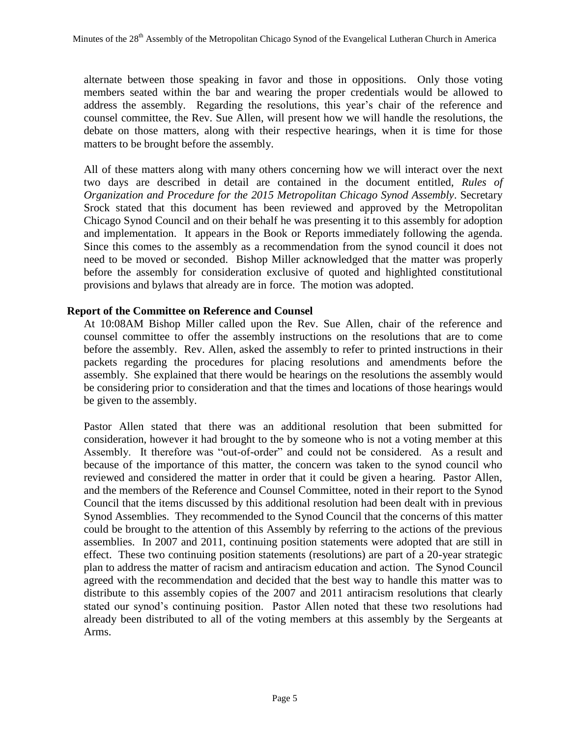alternate between those speaking in favor and those in oppositions. Only those voting members seated within the bar and wearing the proper credentials would be allowed to address the assembly. Regarding the resolutions, this year's chair of the reference and counsel committee, the Rev. Sue Allen, will present how we will handle the resolutions, the debate on those matters, along with their respective hearings, when it is time for those matters to be brought before the assembly.

All of these matters along with many others concerning how we will interact over the next two days are described in detail are contained in the document entitled, *Rules of Organization and Procedure for the 2015 Metropolitan Chicago Synod Assembly*. Secretary Srock stated that this document has been reviewed and approved by the Metropolitan Chicago Synod Council and on their behalf he was presenting it to this assembly for adoption and implementation. It appears in the Book or Reports immediately following the agenda. Since this comes to the assembly as a recommendation from the synod council it does not need to be moved or seconded. Bishop Miller acknowledged that the matter was properly before the assembly for consideration exclusive of quoted and highlighted constitutional provisions and bylaws that already are in force. The motion was adopted.

**Report of the Committee on Reference and Counsel**

At 10:08AM Bishop Miller called upon the Rev. Sue Allen, chair of the reference and counsel committee to offer the assembly instructions on the resolutions that are to come before the assembly. Rev. Allen, asked the assembly to refer to printed instructions in their packets regarding the procedures for placing resolutions and amendments before the assembly. She explained that there would be hearings on the resolutions the assembly would be considering prior to consideration and that the times and locations of those hearings would be given to the assembly.

Pastor Allen stated that there was an additional resolution that been submitted for consideration, however it had brought to the by someone who is not a voting member at this Assembly. It therefore was "out-of-order" and could not be considered. As a result and because of the importance of this matter, the concern was taken to the synod council who reviewed and considered the matter in order that it could be given a hearing. Pastor Allen, and the members of the Reference and Counsel Committee, noted in their report to the Synod Council that the items discussed by this additional resolution had been dealt with in previous Synod Assemblies. They recommended to the Synod Council that the concerns of this matter could be brought to the attention of this Assembly by referring to the actions of the previous assemblies. In 2007 and 2011, continuing position statements were adopted that are still in effect. These two continuing position statements (resolutions) are part of a 20-year strategic plan to address the matter of racism and antiracism education and action. The Synod Council agreed with the recommendation and decided that the best way to handle this matter was to distribute to this assembly copies of the 2007 and 2011 antiracism resolutions that clearly stated our synod's continuing position. Pastor Allen noted that these two resolutions had already been distributed to all of the voting members at this assembly by the Sergeants at Arms.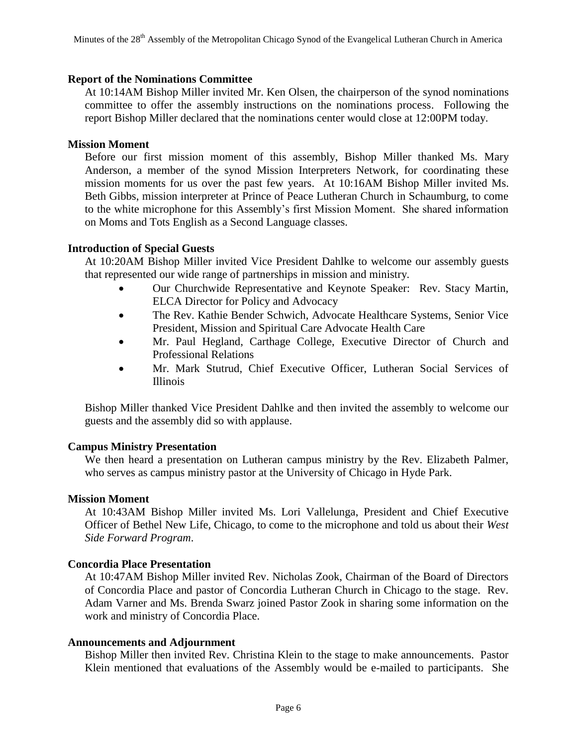### Report of the Nominations Committee

At 10:14AM Bishop Miller invited Mr. Ken Olsen, the chairperson of the synod nominations committee to offer the assembly instructions on the nominations process. Following the report Bishop Miller declared that the nominations center would close at 12:00PM today.

### Mission Moment

Before our first mission moment of this assembly, Bishop Miller thanked Ms. Mary Anderson, a member of the synod Mission Interpreters Network, for coordinating these mission moments for us over the past few years. At 10:16AM Bishop Miller invited Ms. Beth Gibbs, mission interpreter at Prince of Peace Lutheran Church in Schaumburg, to come to the white microphone for this Assembly's first Mission Moment. She shared information on Moms and Tots English as a Second Language classes.

### Introduction of Special Guests

At 10:20AM Bishop Miller invited Vice President Dahlke to welcome our assembly guests that represented our wide range of partnerships in mission and ministry.

- Our Churchwide Representative and Keynote Speaker: Rev. Stacy Martin, ELCA Director for Policy and Advocacy
- The Rev. Kathie Bender Schwich, Advocate Healthcare Systems, Senior Vice President, Mission and Spiritual Care Advocate Health Care
- Mr. Paul Hegland, Carthage College, Executive Director of Church and Professional Relations
- Mr. Mark Stutrud, Chief Executive Officer, Lutheran Social Services of Illinois

Bishop Miller thanked Vice President Dahlke and then invited the assembly to welcome our guests and the assembly did so with applause.

### Campus Ministry Presentation

We then heard a presentation on Lutheran campus ministry by the Rev. Elizabeth Palmer, who serves as campus ministry pastor at the University of Chicago in Hyde Park.

### Mission Moment

At 10:43AM Bishop Miller invited Ms. Lori Vallelunga, President and Chief Executive Officer of Bethel New Life, Chicago, to come to the microphone and told us about their *West Side Forward Program*.

### Concordia Place Presentation

At 10:47AM Bishop Miller invited Rev. Nicholas Zook, Chairman of the Board of Directors of Concordia Place and pastor of Concordia Lutheran Church in Chicago to the stage. Rev. Adam Varner and Ms. Brenda Swarz joined Pastor Zook in sharing some information on the work and ministry of Concordia Place.

### Announcements and Adjournment

Bishop Miller then invited Rev. Christina Klein to the stage to make announcements. Pastor Klein mentioned that evaluations of the Assembly would be e-mailed to participants. She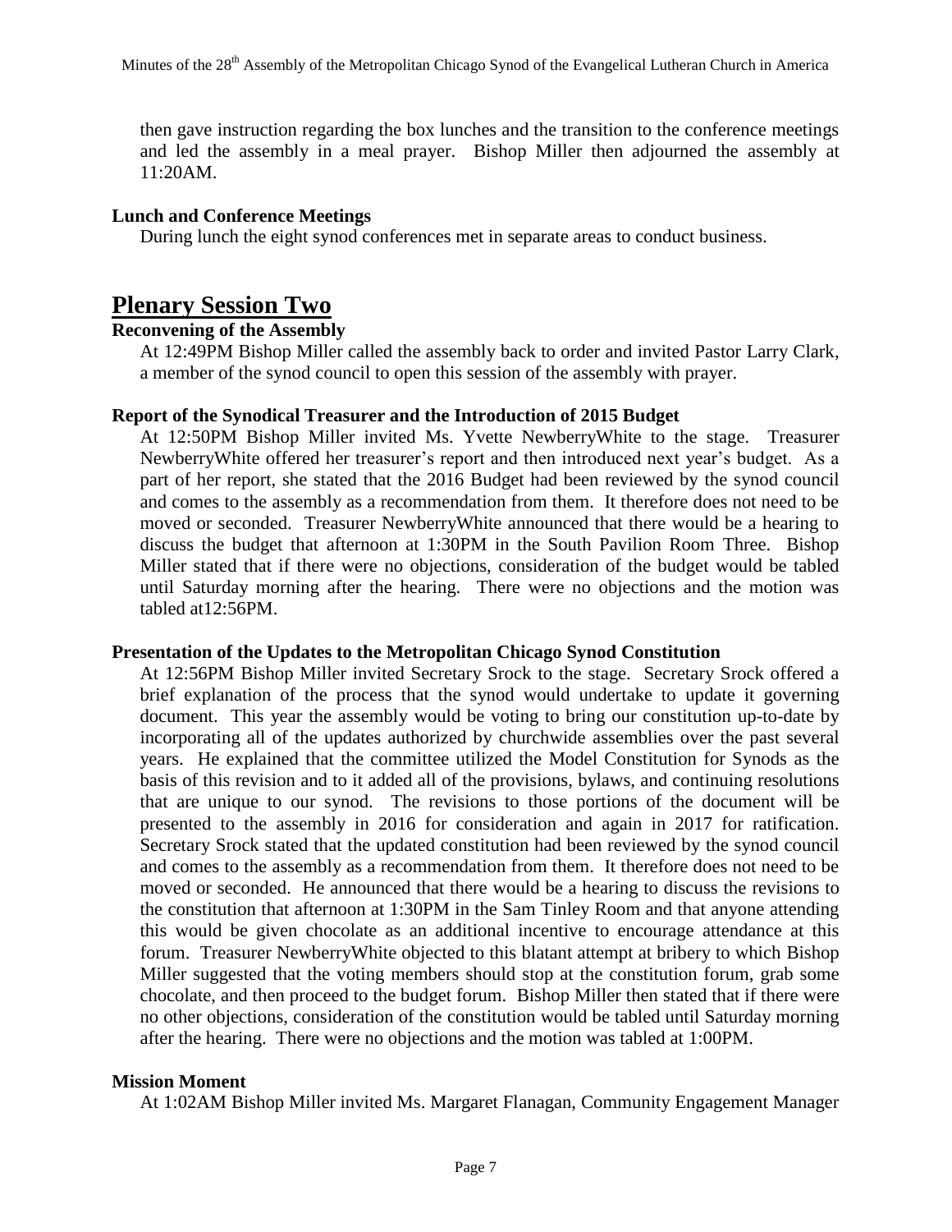then gave instruction regarding the box lunches and the transition to the conference meetings and led the assembly in a meal prayer. Bishop Miller then adjourned the assembly at 11:20AM.

**Lunch and Conference Meetings**

During lunch the eight synod conferences met in separate areas to conduct business.

## Plenary Session Two

**Reconvening of the Assembly**

At 12:49PM Bishop Miller called the assembly back to order and invited Pastor Larry Clark, a member of the synod council to open this session of the assembly with prayer.

**Report of the Synodical Treasurer and the Introduction of 2015 Budget**

At 12:50PM Bishop Miller invited Ms. Yvette NewberryWhite to the stage. Treasurer NewberryWhite offered her treasurer's report and then introduced next year's budget. As a part of her report, she stated that the 2016 Budget had been reviewed by the synod council and comes to the assembly as a recommendation from them. It therefore does not need to be moved or seconded. Treasurer NewberryWhite announced that there would be a hearing to discuss the budget that afternoon at 1:30PM in the South Pavilion Room Three. Bishop Miller stated that if there were no objections, consideration of the budget would be tabled until Saturday morning after the hearing. There were no objections and the motion was tabled at12:56PM.

**Presentation of the Updates to the Metropolitan Chicago Synod Constitution**

At 12:56PM Bishop Miller invited Secretary Srock to the stage. Secretary Srock offered a brief explanation of the process that the synod would undertake to update it governing document. This year the assembly would be voting to bring our constitution up-to-date by incorporating all of the updates authorized by churchwide assemblies over the past several years. He explained that the committee utilized the Model Constitution for Synods as the basis of this revision and to it added all of the provisions, bylaws, and continuing resolutions that are unique to our synod. The revisions to those portions of the document will be presented to the assembly in 2016 for consideration and again in 2017 for ratification. Secretary Srock stated that the updated constitution had been reviewed by the synod council and comes to the assembly as a recommendation from them. It therefore does not need to be moved or seconded. He announced that there would be a hearing to discuss the revisions to the constitution that afternoon at 1:30PM in the Sam Tinley Room and that anyone attending this would be given chocolate as an additional incentive to encourage attendance at this forum. Treasurer NewberryWhite objected to this blatant attempt at bribery to which Bishop Miller suggested that the voting members should stop at the constitution forum, grab some chocolate, and then proceed to the budget forum. Bishop Miller then stated that if there were no other objections, consideration of the constitution would be tabled until Saturday morning after the hearing. There were no objections and the motion was tabled at 1:00PM.

**Mission Moment**

At 1:02AM Bishop Miller invited Ms. Margaret Flanagan, Community Engagement Manager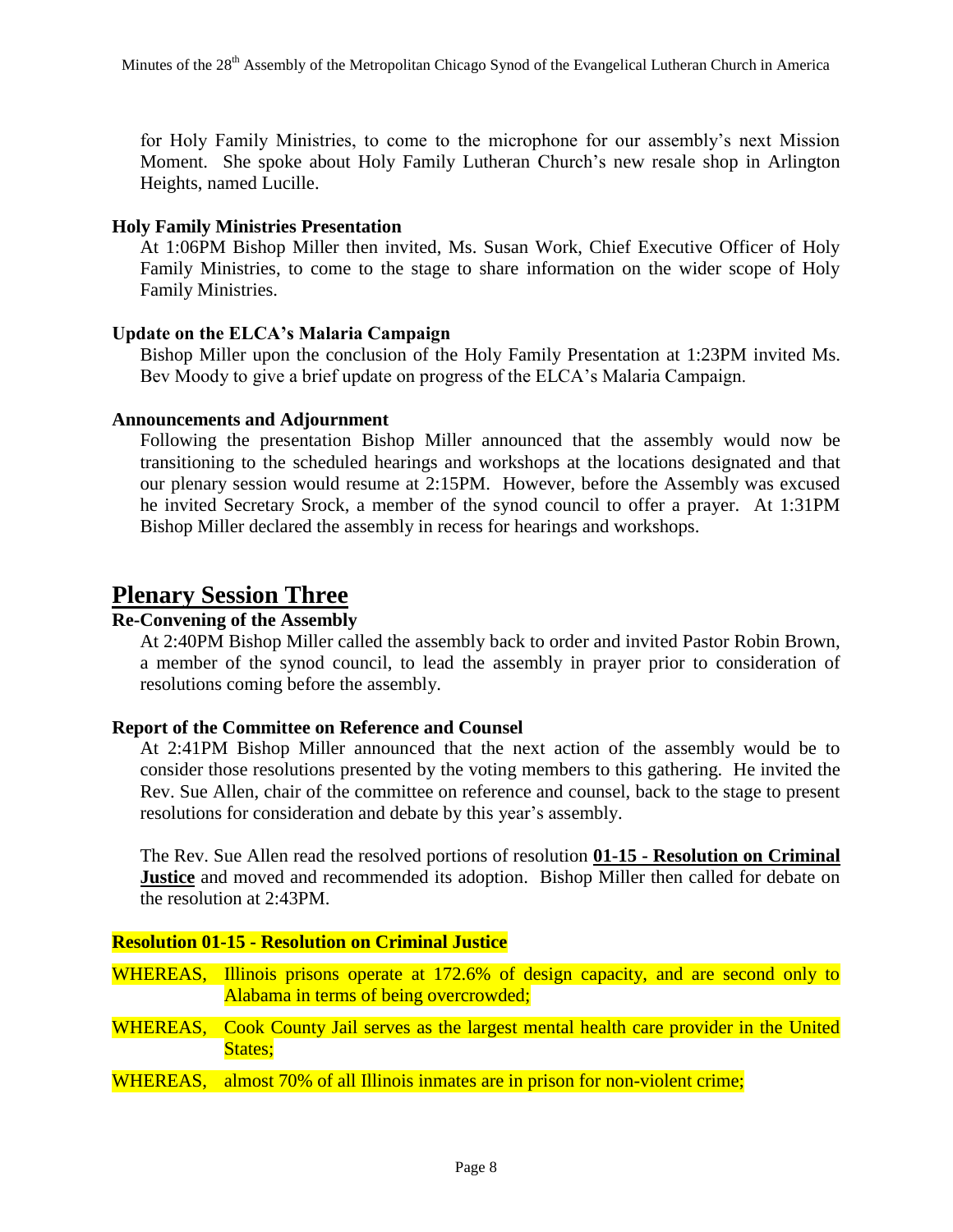for Holy Family Ministries, to come to the microphone for our assembly's next Mission Moment. She spoke about Holy Family Lutheran Church's new resale shop in Arlington Heights, named Lucille.

### Holy Family Ministries Presentation

At 1:06PM Bishop Miller then invited, Ms. Susan Work, Chief Executive Officer of Holy Family Ministries, to come to the stage to share information on the wider scope of Holy Family Ministries.

### Update on the ELCA's Malaria Campaign

Bishop Miller upon the conclusion of the Holy Family Presentation at 1:23PM invited Ms. Bev Moody to give a brief update on progress of the ELCA's Malaria Campaign.

### Announcements and Adjournment

Following the presentation Bishop Miller announced that the assembly would now be transitioning to the scheduled hearings and workshops at the locations designated and that our plenary session would resume at 2:15PM. However, before the Assembly was excused he invited Secretary Srock, a member of the synod council to offer a prayer. At 1:31PM Bishop Miller declared the assembly in recess for hearings and workshops.

## Plenary Session Three

### Re-Convening of the Assembly

At 2:40PM Bishop Miller called the assembly back to order and invited Pastor Robin Brown, a member of the synod council, to lead the assembly in prayer prior to consideration of resolutions coming before the assembly.

### Report of the Committee on Reference and Counsel

At 2:41PM Bishop Miller announced that the next action of the assembly would be to consider those resolutions presented by the voting members to this gathering. He invited the Rev. Sue Allen, chair of the committee on reference and counsel, back to the stage to present resolutions for consideration and debate by this year's assembly.

The Rev. Sue Allen read the resolved portions of resolution **01-15 - Resolution on Criminal Justice** and moved and recommended its adoption. Bishop Miller then called for debate on the resolution at 2:43PM.

**Resolution 01-15 - Resolution on Criminal Justice**

WHEREAS, Illinois prisons operate at 172.6% of design capacity, and are second only to Alabama in terms of being overcrowded;

WHEREAS, Cook County Jail serves as the largest mental health care provider in the United States;

WHEREAS, almost 70% of all Illinois inmates are in prison for non-violent crime;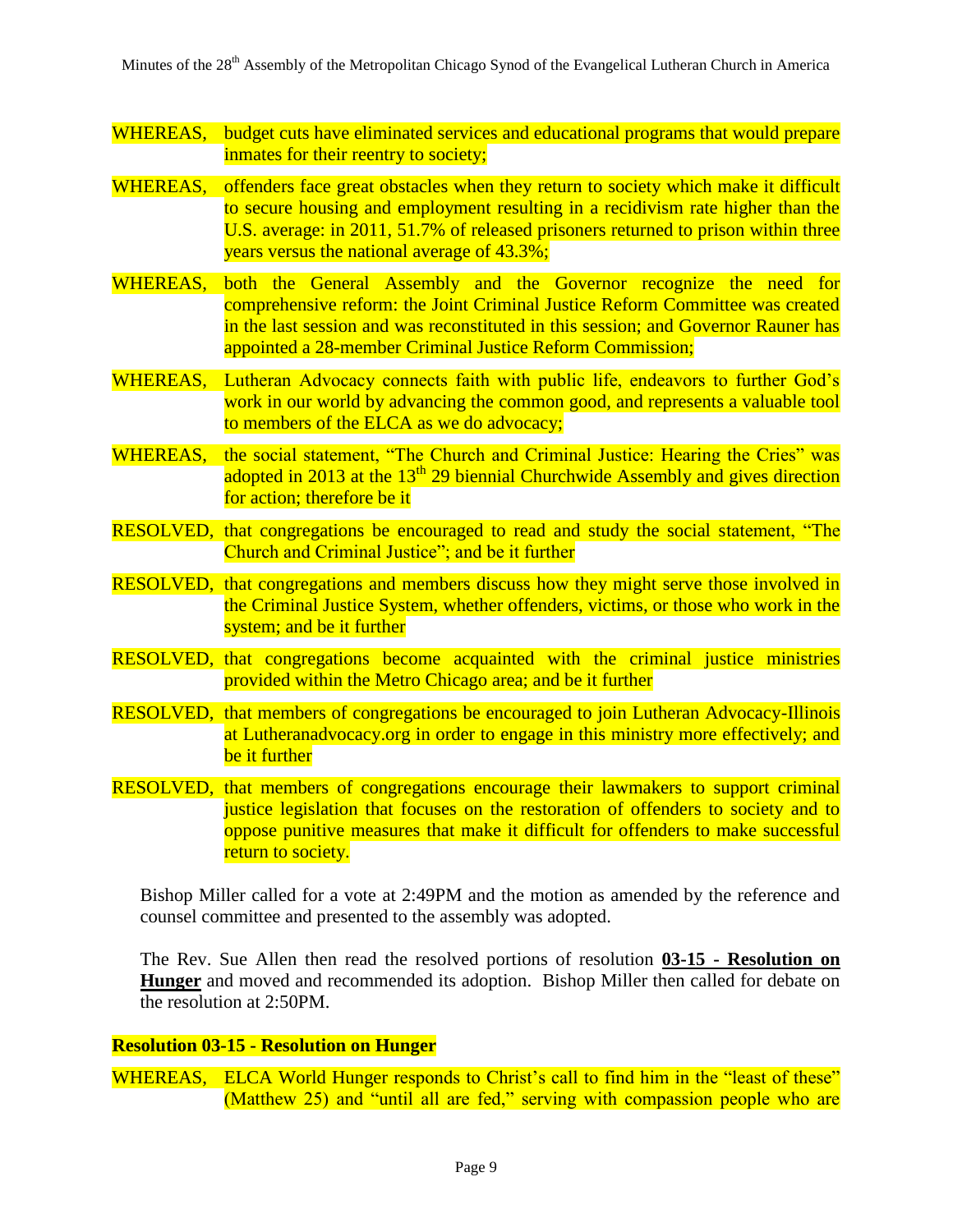WHEREAS, budget cuts have eliminated services and educational programs that would prepare inmates for their reentry to society;

WHEREAS, offenders face great obstacles when they return to society which make it difficult to secure housing and employment resulting in a recidivism rate higher than the U.S. average: in 2011, 51.7% of released prisoners returned to prison within three years versus the national average of 43.3%;

WHEREAS, both the General Assembly and the Governor recognize the need for comprehensive reform: the Joint Criminal Justice Reform Committee was created in the last session and was reconstituted in this session; and Governor Rauner has appointed a 28-member Criminal Justice Reform Commission;

WHEREAS, Lutheran Advocacy connects faith with public life, endeavors to further God's work in our world by advancing the common good, and represents a valuable tool to members of the ELCA as we do advocacy;

WHEREAS, the social statement, "The Church and Criminal Justice: Hearing the Cries" was adopted in 2013 at the 13th 29 biennial Churchwide Assembly and gives direction for action; therefore be it

RESOLVED, that congregations be encouraged to read and study the social statement, "The Church and Criminal Justice"; and be it further

RESOLVED, that congregations and members discuss how they might serve those involved in the Criminal Justice System, whether offenders, victims, or those who work in the system; and be it further

RESOLVED, that congregations become acquainted with the criminal justice ministries provided within the Metro Chicago area; and be it further

RESOLVED, that members of congregations be encouraged to join Lutheran Advocacy-Illinois at Lutheranadvocacy.org in order to engage in this ministry more effectively; and be it further

RESOLVED, that members of congregations encourage their lawmakers to support criminal justice legislation that focuses on the restoration of offenders to society and to oppose punitive measures that make it difficult for offenders to make successful return to society.

Bishop Miller called for a vote at 2:49PM and the motion as amended by the reference and counsel committee and presented to the assembly was adopted.

The Rev. Sue Allen then read the resolved portions of resolution **03-15 - Resolution on Hunger** and moved and recommended its adoption. Bishop Miller then called for debate on the resolution at 2:50PM.

**Resolution 03-15 - Resolution on Hunger**

WHEREAS, ELCA World Hunger responds to Christ's call to find him in the "least of these" (Matthew 25) and "until all are fed," serving with compassion people who are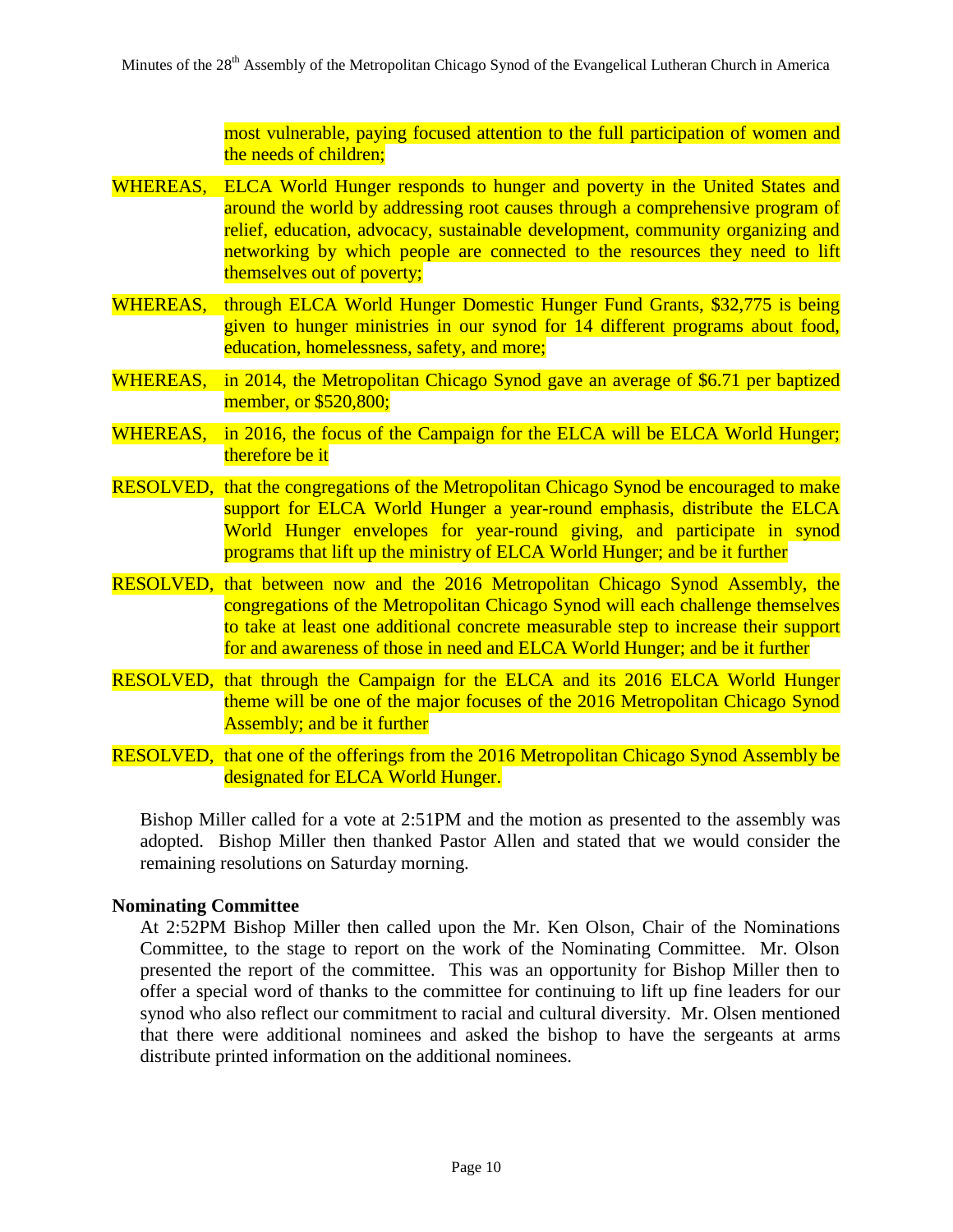most vulnerable, paying focused attention to the full participation of women and the needs of children;

WHEREAS, ELCA World Hunger responds to hunger and poverty in the United States and around the world by addressing root causes through a comprehensive program of relief, education, advocacy, sustainable development, community organizing and networking by which people are connected to the resources they need to lift themselves out of poverty;

WHEREAS, through ELCA World Hunger Domestic Hunger Fund Grants, $32,775 is being given to hunger ministries in our synod for 14 different programs about food, education, homelessness, safety, and more;

WHEREAS, in 2014, the Metropolitan Chicago Synod gave an average of $6.71 per baptized member, or $520,800;

WHEREAS, in 2016, the focus of the Campaign for the ELCA will be ELCA World Hunger; therefore be it

RESOLVED, that the congregations of the Metropolitan Chicago Synod be encouraged to make support for ELCA World Hunger a year-round emphasis, distribute the ELCA World Hunger envelopes for year-round giving, and participate in synod programs that lift up the ministry of ELCA World Hunger; and be it further

RESOLVED, that between now and the 2016 Metropolitan Chicago Synod Assembly, the congregations of the Metropolitan Chicago Synod will each challenge themselves to take at least one additional concrete measurable step to increase their support for and awareness of those in need and ELCA World Hunger; and be it further

RESOLVED, that through the Campaign for the ELCA and its 2016 ELCA World Hunger theme will be one of the major focuses of the 2016 Metropolitan Chicago Synod Assembly; and be it further

RESOLVED, that one of the offerings from the 2016 Metropolitan Chicago Synod Assembly be designated for ELCA World Hunger.

Bishop Miller called for a vote at 2:51PM and the motion as presented to the assembly was adopted. Bishop Miller then thanked Pastor Allen and stated that we would consider the remaining resolutions on Saturday morning.

**Nominating Committee**

At 2:52PM Bishop Miller then called upon the Mr. Ken Olson, Chair of the Nominations Committee, to the stage to report on the work of the Nominating Committee. Mr. Olson presented the report of the committee. This was an opportunity for Bishop Miller then to offer a special word of thanks to the committee for continuing to lift up fine leaders for our synod who also reflect our commitment to racial and cultural diversity. Mr. Olsen mentioned that there were additional nominees and asked the bishop to have the sergeants at arms distribute printed information on the additional nominees.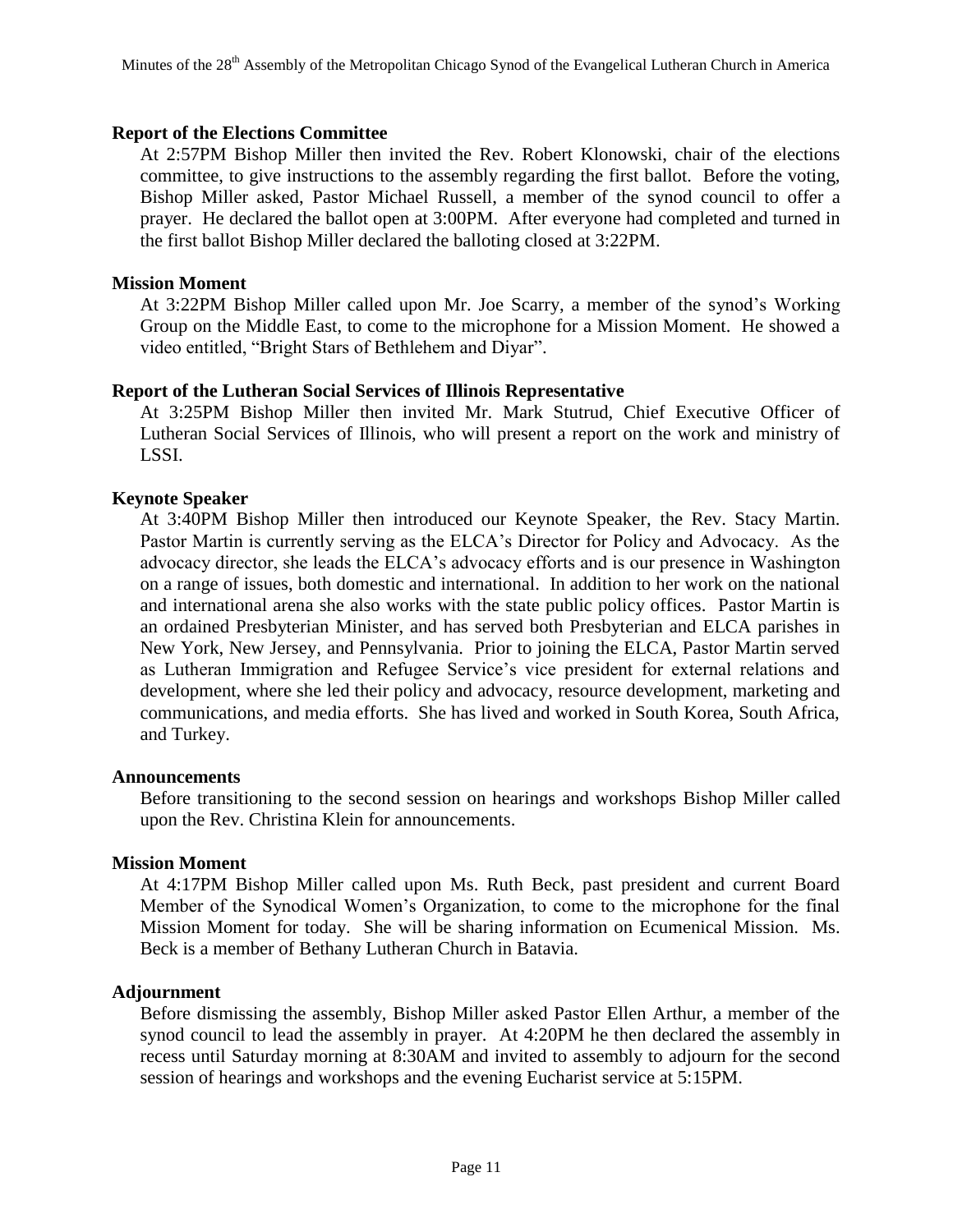### Report of the Elections Committee

At 2:57PM Bishop Miller then invited the Rev. Robert Klonowski, chair of the elections committee, to give instructions to the assembly regarding the first ballot. Before the voting, Bishop Miller asked, Pastor Michael Russell, a member of the synod council to offer a prayer. He declared the ballot open at 3:00PM. After everyone had completed and turned in the first ballot Bishop Miller declared the balloting closed at 3:22PM.

### Mission Moment

At 3:22PM Bishop Miller called upon Mr. Joe Scarry, a member of the synod's Working Group on the Middle East, to come to the microphone for a Mission Moment. He showed a video entitled, "Bright Stars of Bethlehem and Diyar".

### Report of the Lutheran Social Services of Illinois Representative

At 3:25PM Bishop Miller then invited Mr. Mark Stutrud, Chief Executive Officer of Lutheran Social Services of Illinois, who will present a report on the work and ministry of LSSI.

### Keynote Speaker

At 3:40PM Bishop Miller then introduced our Keynote Speaker, the Rev. Stacy Martin. Pastor Martin is currently serving as the ELCA's Director for Policy and Advocacy. As the advocacy director, she leads the ELCA's advocacy efforts and is our presence in Washington on a range of issues, both domestic and international. In addition to her work on the national and international arena she also works with the state public policy offices. Pastor Martin is an ordained Presbyterian Minister, and has served both Presbyterian and ELCA parishes in New York, New Jersey, and Pennsylvania. Prior to joining the ELCA, Pastor Martin served as Lutheran Immigration and Refugee Service's vice president for external relations and development, where she led their policy and advocacy, resource development, marketing and communications, and media efforts. She has lived and worked in South Korea, South Africa, and Turkey.

### Announcements

Before transitioning to the second session on hearings and workshops Bishop Miller called upon the Rev. Christina Klein for announcements.

### Mission Moment

At 4:17PM Bishop Miller called upon Ms. Ruth Beck, past president and current Board Member of the Synodical Women's Organization, to come to the microphone for the final Mission Moment for today. She will be sharing information on Ecumenical Mission. Ms. Beck is a member of Bethany Lutheran Church in Batavia.

### Adjournment

Before dismissing the assembly, Bishop Miller asked Pastor Ellen Arthur, a member of the synod council to lead the assembly in prayer. At 4:20PM he then declared the assembly in recess until Saturday morning at 8:30AM and invited to assembly to adjourn for the second session of hearings and workshops and the evening Eucharist service at 5:15PM.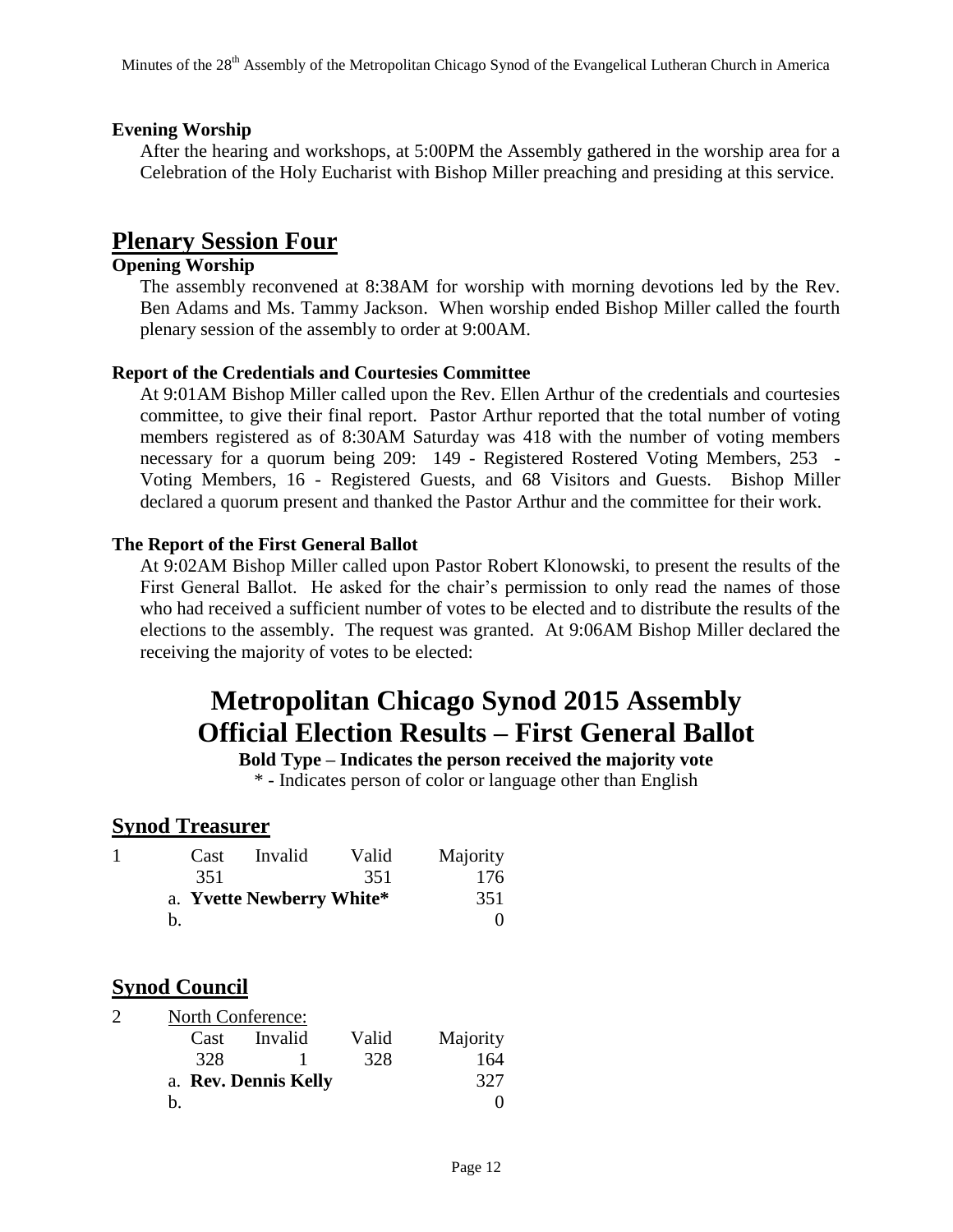**Evening Worship**

After the hearing and workshops, at 5:00PM the Assembly gathered in the worship area for a Celebration of the Holy Eucharist with Bishop Miller preaching and presiding at this service.

## Plenary Session Four

**Opening Worship**

The assembly reconvened at 8:38AM for worship with morning devotions led by the Rev. Ben Adams and Ms. Tammy Jackson. When worship ended Bishop Miller called the fourth plenary session of the assembly to order at 9:00AM.

**Report of the Credentials and Courtesies Committee**

At 9:01AM Bishop Miller called upon the Rev. Ellen Arthur of the credentials and courtesies committee, to give their final report. Pastor Arthur reported that the total number of voting members registered as of 8:30AM Saturday was 418 with the number of voting members necessary for a quorum being 209: 149 - Registered Rostered Voting Members, 253 - Voting Members, 16 - Registered Guests, and 68 Visitors and Guests. Bishop Miller declared a quorum present and thanked the Pastor Arthur and the committee for their work.

**The Report of the First General Ballot**

At 9:02AM Bishop Miller called upon Pastor Robert Klonowski, to present the results of the First General Ballot. He asked for the chair's permission to only read the names of those who had received a sufficient number of votes to be elected and to distribute the results of the elections to the assembly. The request was granted. At 9:06AM Bishop Miller declared the receiving the majority of votes to be elected:

# Metropolitan Chicago Synod 2015 Assembly Official Election Results – First General Ballot

**Bold Type – Indicates the person received the majority vote**

* - Indicates person of color or language other than English

## Synod Treasurer

1

| Cast | Invalid | Valid | Majority |
|---|---|---|---|
| 351 | | 351 | 176 |
| a. **Yvette Newberry White*** | | | 351 |
| b. | | | 0 |

## Synod Council

2 North Conference:

| Cast | Invalid | Valid | Majority |
|---|---|---|---|
| 328 | 1 | 328 | 164 |
| a. **Rev. Dennis Kelly** | | | 327 |
| b. | | | 0 |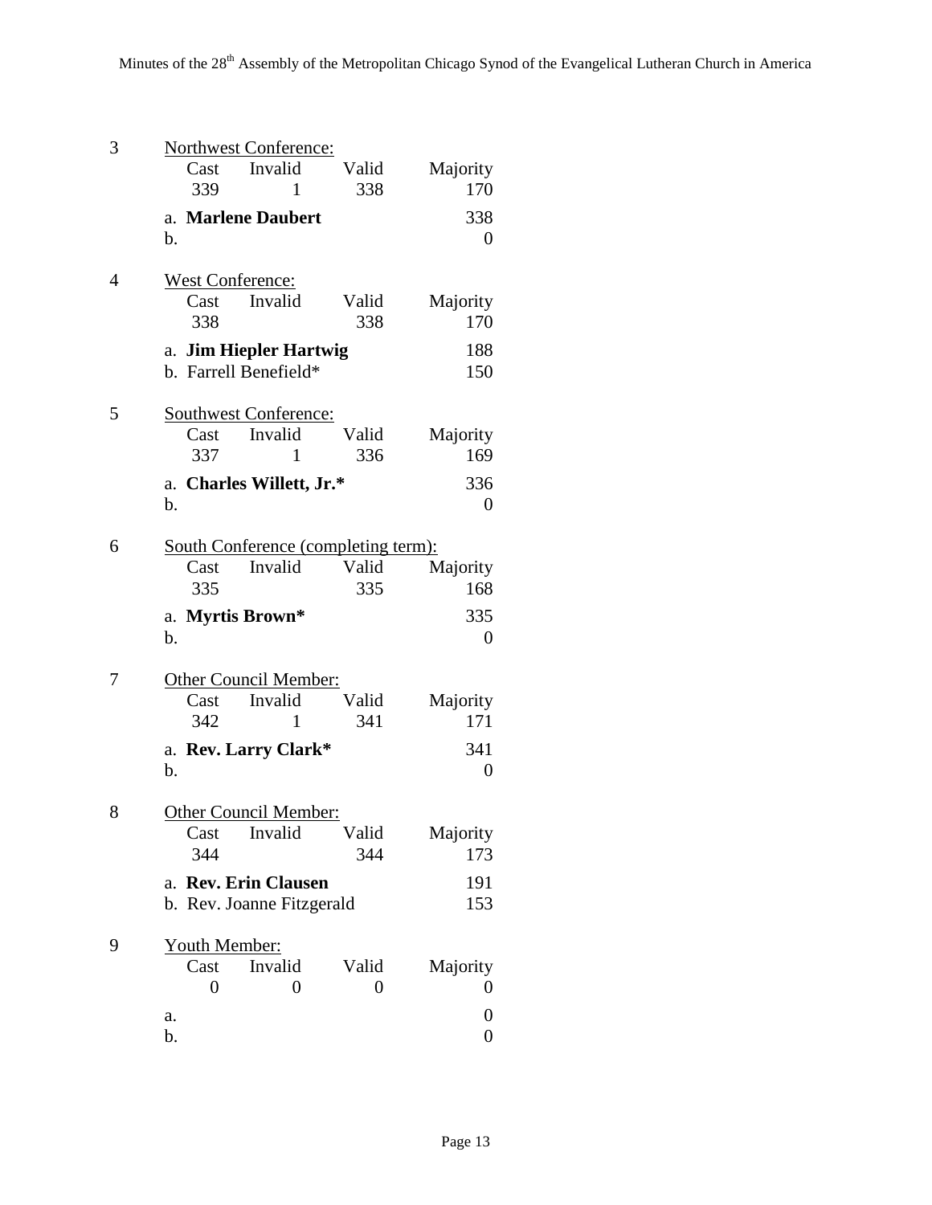3 Northwest Conference:

| Cast | Invalid | Valid | Majority |
|---|---|---|---|
| 339 | 1 | 338 | 170 |

a. **Marlene Daubert** 338
b. 0

4 West Conference:

| Cast | Invalid | Valid | Majority |
|---|---|---|---|
| 338 | | 338 | 170 |

a. **Jim Hiepler Hartwig** 188
b. Farrell Benefield* 150

5 Southwest Conference:

| Cast | Invalid | Valid | Majority |
|---|---|---|---|
| 337 | 1 | 336 | 169 |

a. **Charles Willett, Jr.*** 336
b. 0

6 South Conference (completing term):

| Cast | Invalid | Valid | Majority |
|---|---|---|---|
| 335 | | 335 | 168 |

a. **Myrtis Brown*** 335
b. 0

7 Other Council Member:

| Cast | Invalid | Valid | Majority |
|---|---|---|---|
| 342 | 1 | 341 | 171 |

a. **Rev. Larry Clark*** 341
b. 0

8 Other Council Member:

| Cast | Invalid | Valid | Majority |
|---|---|---|---|
| 344 | | 344 | 173 |

a. **Rev. Erin Clausen** 191
b. Rev. Joanne Fitzgerald 153

9 Youth Member:

| Cast | Invalid | Valid | Majority |
|---|---|---|---|
| 0 | 0 | 0 | 0 |

a. 0
b. 0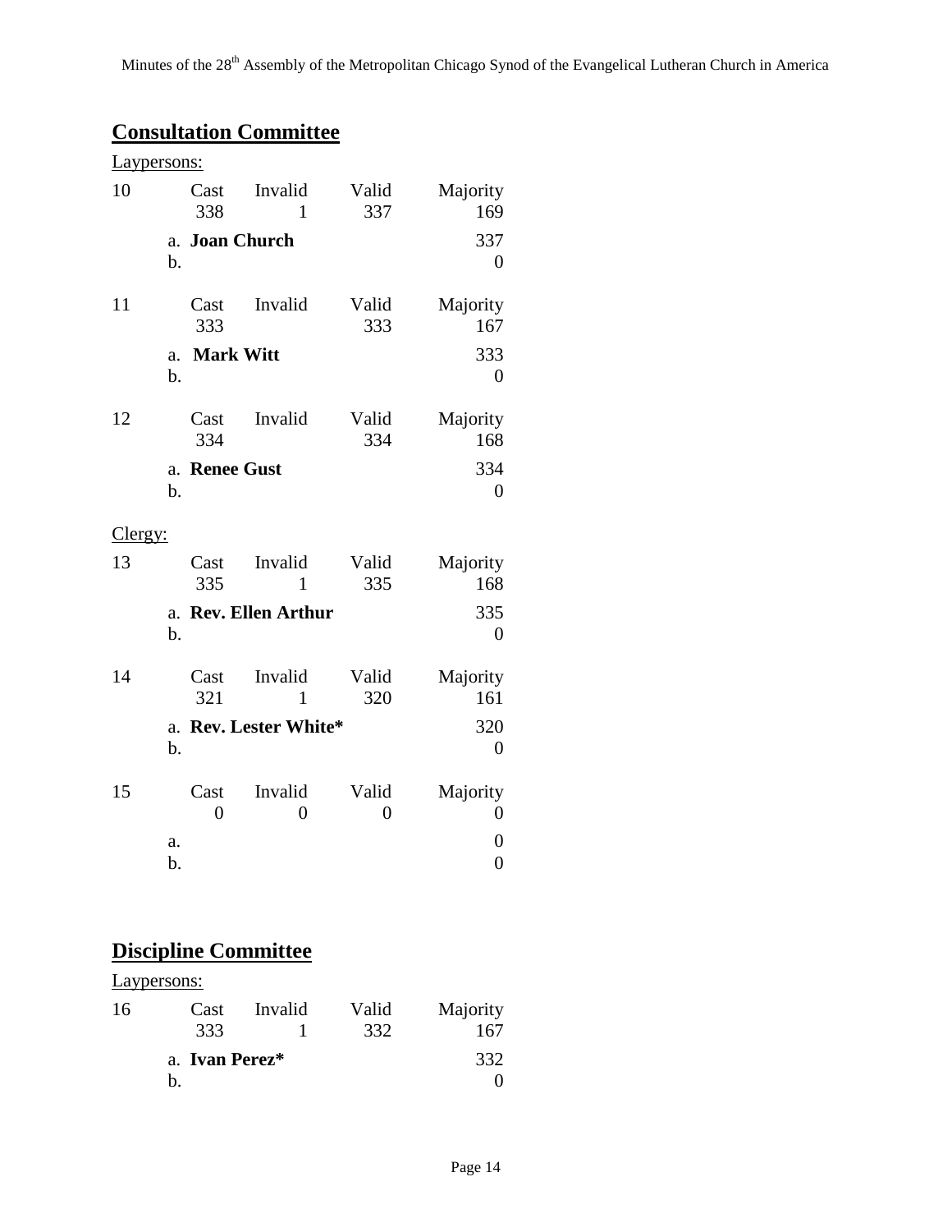## Consultation Committee

Laypersons:

| 10 | Cast | Invalid | Valid | Majority |
|---|---|---|---|---|
| | 338 | 1 | 337 | 169 |
| | a. **Joan Church** | | | 337 |
| | b. | | | 0 |

| 11 | Cast | Invalid | Valid | Majority |
|---|---|---|---|---|
| | 333 | | 333 | 167 |
| | a. **Mark Witt** | | | 333 |
| | b. | | | 0 |

| 12 | Cast | Invalid | Valid | Majority |
|---|---|---|---|---|
| | 334 | | 334 | 168 |
| | a. **Renee Gust** | | | 334 |
| | b. | | | 0 |

Clergy:

| 13 | Cast | Invalid | Valid | Majority |
|---|---|---|---|---|
| | 335 | 1 | 335 | 168 |
| | a. **Rev. Ellen Arthur** | | | 335 |
| | b. | | | 0 |

| 14 | Cast | Invalid | Valid | Majority |
|---|---|---|---|---|
| | 321 | 1 | 320 | 161 |
| | a. **Rev. Lester White*** | | | 320 |
| | b. | | | 0 |

| 15 | Cast | Invalid | Valid | Majority |
|---|---|---|---|---|
| | 0 | 0 | 0 | 0 |
| | a. | | | 0 |
| | b. | | | 0 |

## Discipline Committee

Laypersons:

| 16 | Cast | Invalid | Valid | Majority |
|---|---|---|---|---|
| | 333 | 1 | 332 | 167 |
| | a. **Ivan Perez*** | | | 332 |
| | b. | | | 0 |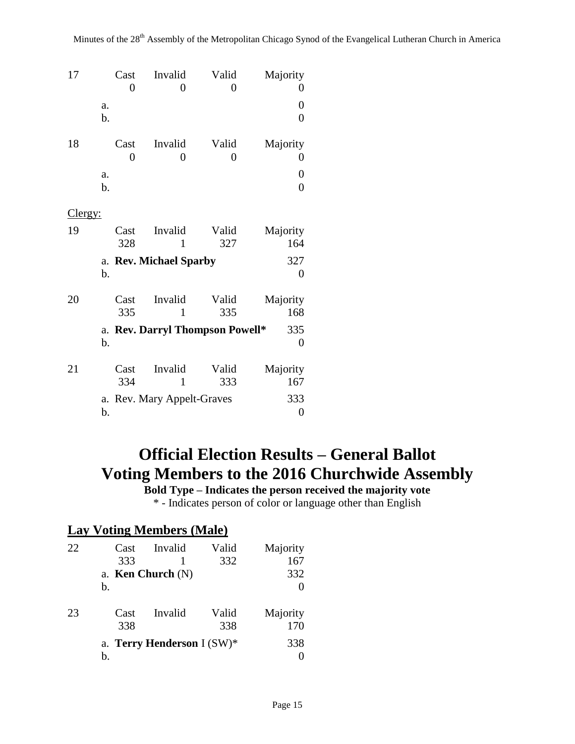| 17 | Cast | Invalid | Valid | Majority |
|---|---|---|---|---|
| | 0 | 0 | 0 | 0 |
| | a. | | | 0 |
| | b. | | | 0 |

| 18 | Cast | Invalid | Valid | Majority |
|---|---|---|---|---|
| | 0 | 0 | 0 | 0 |
| | a. | | | 0 |
| | b. | | | 0 |

Clergy:

| 19 | Cast | Invalid | Valid | Majority |
|---|---|---|---|---|
| | 328 | 1 | 327 | 164 |
| | a. **Rev. Michael Sparby** | | | 327 |
| | b. | | | 0 |

| 20 | Cast | Invalid | Valid | Majority |
|---|---|---|---|---|
| | 335 | 1 | 335 | 168 |
| | a. **Rev. Darryl Thompson Powell*** | | | 335 |
| | b. | | | 0 |

| 21 | Cast | Invalid | Valid | Majority |
|---|---|---|---|---|
| | 334 | 1 | 333 | 167 |
| | a. Rev. Mary Appelt-Graves | | | 333 |
| | b. | | | 0 |

# Official Election Results – General Ballot
# Voting Members to the 2016 Churchwide Assembly

**Bold Type – Indicates the person received the majority vote**

* - Indicates person of color or language other than English

## Lay Voting Members (Male)

| 22 | Cast | Invalid | Valid | Majority |
|---|---|---|---|---|
| | 333 | 1 | 332 | 167 |
| | a. **Ken Church** (N) | | | 332 |
| | b. | | | 0 |

| 23 | Cast | Invalid | Valid | Majority |
|---|---|---|---|---|
| | 338 | | 338 | 170 |
| | a. **Terry Henderson** I (SW)* | | | 338 |
| | b. | | | 0 |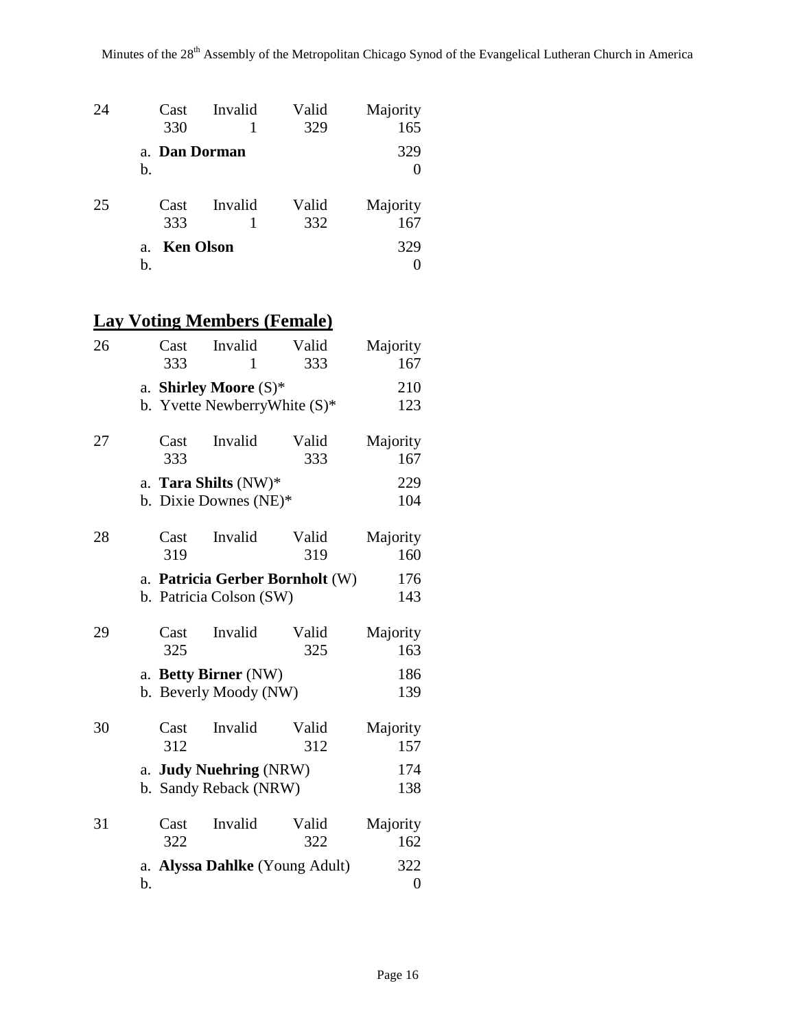| | Cast | Invalid | Valid | Majority |
|---|---|---|---|---|
| 24 | 330 | 1 | 329 | 165 |
| | a. **Dan Dorman** | | | 329 |
| | b. | | | 0 |

| | Cast | Invalid | Valid | Majority |
|---|---|---|---|---|
| 25 | 333 | 1 | 332 | 167 |
| | a. **Ken Olson** | | | 329 |
| | b. | | | 0 |

## Lay Voting Members (Female)

| | Cast | Invalid | Valid | Majority |
|---|---|---|---|---|
| 26 | 333 | 1 | 333 | 167 |
| | a. **Shirley Moore** (S)* | | | 210 |
| | b. Yvette NewberryWhite (S)* | | | 123 |

| | Cast | Invalid | Valid | Majority |
|---|---|---|---|---|
| 27 | 333 | | 333 | 167 |
| | a. **Tara Shilts** (NW)* | | | 229 |
| | b. Dixie Downes (NE)* | | | 104 |

| | Cast | Invalid | Valid | Majority |
|---|---|---|---|---|
| 28 | 319 | | 319 | 160 |
| | a. **Patricia Gerber Bornholt** (W) | | | 176 |
| | b. Patricia Colson (SW) | | | 143 |

| | Cast | Invalid | Valid | Majority |
|---|---|---|---|---|
| 29 | 325 | | 325 | 163 |
| | a. **Betty Birner** (NW) | | | 186 |
| | b. Beverly Moody (NW) | | | 139 |

| | Cast | Invalid | Valid | Majority |
|---|---|---|---|---|
| 30 | 312 | | 312 | 157 |
| | a. **Judy Nuehring** (NRW) | | | 174 |
| | b. Sandy Reback (NRW) | | | 138 |

| | Cast | Invalid | Valid | Majority |
|---|---|---|---|---|
| 31 | 322 | | 322 | 162 |
| | a. **Alyssa Dahlke** (Young Adult) | | | 322 |
| | b. | | | 0 |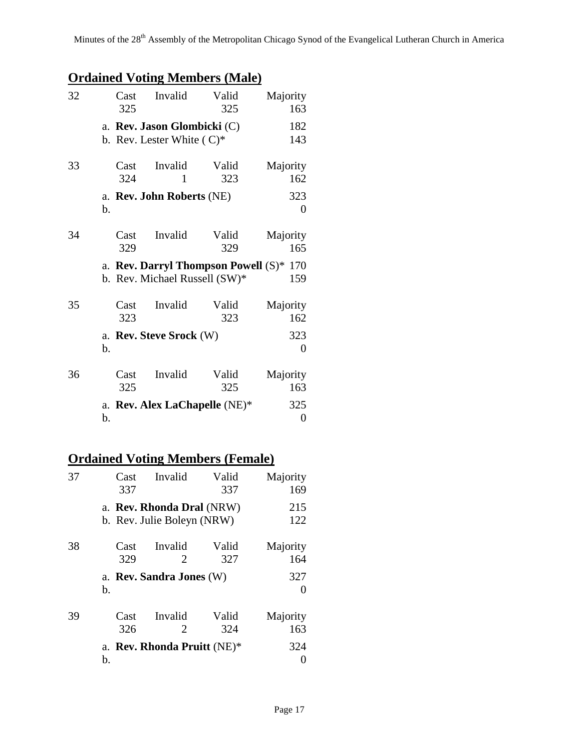## Ordained Voting Members (Male)

| | Cast | Invalid | Valid | Majority |
|---|---|---|---|---|
| 32 | 325 | | 325 | 163 |
| | a. **Rev. Jason Glombicki** (C) | | | 182 |
| | b. Rev. Lester White ( C)* | | | 143 |
| 33 | 324 | 1 | 323 | 162 |
| | a. **Rev. John Roberts** (NE) | | | 323 |
| | b. | | | 0 |
| 34 | 329 | | 329 | 165 |
| | a. **Rev. Darryl Thompson Powell** (S)* | | | 170 |
| | b. Rev. Michael Russell (SW)* | | | 159 |
| 35 | 323 | | 323 | 162 |
| | a. **Rev. Steve Srock** (W) | | | 323 |
| | b. | | | 0 |
| 36 | 325 | | 325 | 163 |
| | a. **Rev. Alex LaChapelle** (NE)* | | | 325 |
| | b. | | | 0 |

## Ordained Voting Members (Female)

| | Cast | Invalid | Valid | Majority |
|---|---|---|---|---|
| 37 | 337 | | 337 | 169 |
| | a. **Rev. Rhonda Dral** (NRW) | | | 215 |
| | b. Rev. Julie Boleyn (NRW) | | | 122 |
| 38 | 329 | 2 | 327 | 164 |
| | a. **Rev. Sandra Jones** (W) | | | 327 |
| | b. | | | 0 |
| 39 | 326 | 2 | 324 | 163 |
| | a. **Rev. Rhonda Pruitt** (NE)* | | | 324 |
| | b. | | | 0 |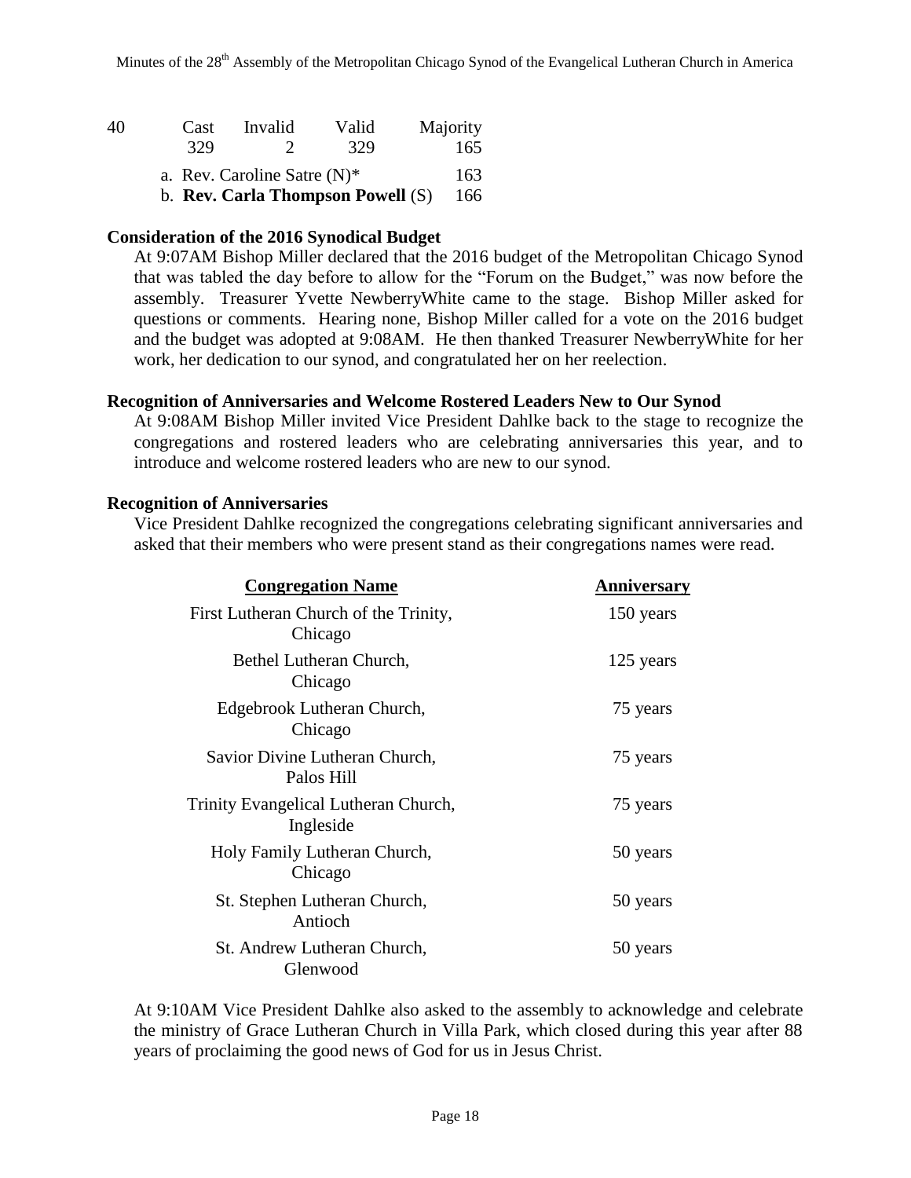| 40 | Cast | Invalid | Valid | Majority |
|---|---|---|---|---|
| | 329 | 2 | 329 | 165 |

a. Rev. Caroline Satre (N)* 163

b. **Rev. Carla Thompson Powell** (S) 166

**Consideration of the 2016 Synodical Budget**

At 9:07AM Bishop Miller declared that the 2016 budget of the Metropolitan Chicago Synod that was tabled the day before to allow for the "Forum on the Budget," was now before the assembly. Treasurer Yvette NewberryWhite came to the stage. Bishop Miller asked for questions or comments. Hearing none, Bishop Miller called for a vote on the 2016 budget and the budget was adopted at 9:08AM. He then thanked Treasurer NewberryWhite for her work, her dedication to our synod, and congratulated her on her reelection.

**Recognition of Anniversaries and Welcome Rostered Leaders New to Our Synod**

At 9:08AM Bishop Miller invited Vice President Dahlke back to the stage to recognize the congregations and rostered leaders who are celebrating anniversaries this year, and to introduce and welcome rostered leaders who are new to our synod.

**Recognition of Anniversaries**

Vice President Dahlke recognized the congregations celebrating significant anniversaries and asked that their members who were present stand as their congregations names were read.

| Congregation Name | Anniversary |
|---|---|
| First Lutheran Church of the Trinity, Chicago | 150 years |
| Bethel Lutheran Church, Chicago | 125 years |
| Edgebrook Lutheran Church, Chicago | 75 years |
| Savior Divine Lutheran Church, Palos Hill | 75 years |
| Trinity Evangelical Lutheran Church, Ingleside | 75 years |
| Holy Family Lutheran Church, Chicago | 50 years |
| St. Stephen Lutheran Church, Antioch | 50 years |
| St. Andrew Lutheran Church, Glenwood | 50 years |

At 9:10AM Vice President Dahlke also asked to the assembly to acknowledge and celebrate the ministry of Grace Lutheran Church in Villa Park, which closed during this year after 88 years of proclaiming the good news of God for us in Jesus Christ.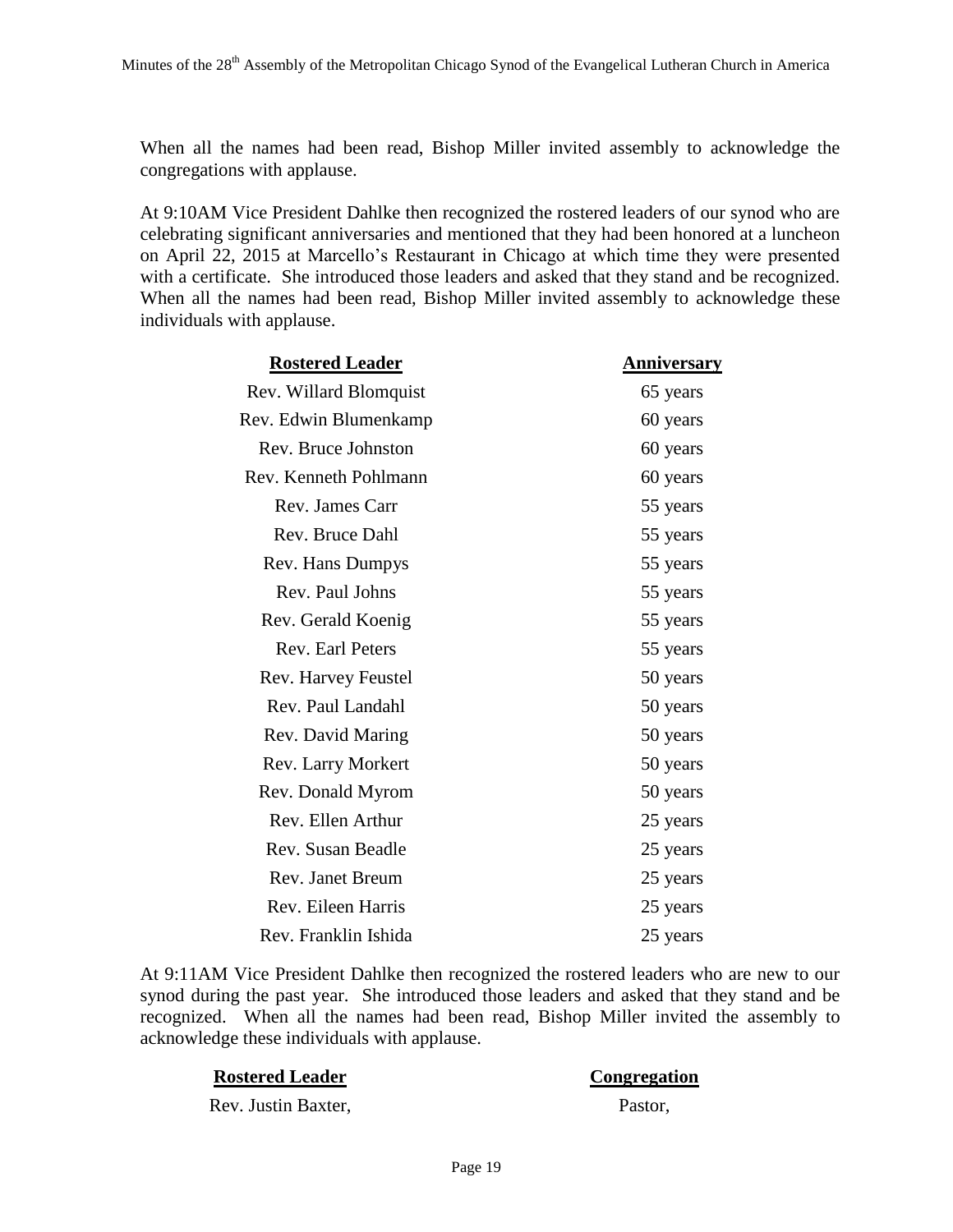When all the names had been read, Bishop Miller invited assembly to acknowledge the congregations with applause.

At 9:10AM Vice President Dahlke then recognized the rostered leaders of our synod who are celebrating significant anniversaries and mentioned that they had been honored at a luncheon on April 22, 2015 at Marcello's Restaurant in Chicago at which time they were presented with a certificate. She introduced those leaders and asked that they stand and be recognized. When all the names had been read, Bishop Miller invited assembly to acknowledge these individuals with applause.

| Rostered Leader | Anniversary |
|---|---|
| Rev. Willard Blomquist | 65 years |
| Rev. Edwin Blumenkamp | 60 years |
| Rev. Bruce Johnston | 60 years |
| Rev. Kenneth Pohlmann | 60 years |
| Rev. James Carr | 55 years |
| Rev. Bruce Dahl | 55 years |
| Rev. Hans Dumpys | 55 years |
| Rev. Paul Johns | 55 years |
| Rev. Gerald Koenig | 55 years |
| Rev. Earl Peters | 55 years |
| Rev. Harvey Feustel | 50 years |
| Rev. Paul Landahl | 50 years |
| Rev. David Maring | 50 years |
| Rev. Larry Morkert | 50 years |
| Rev. Donald Myrom | 50 years |
| Rev. Ellen Arthur | 25 years |
| Rev. Susan Beadle | 25 years |
| Rev. Janet Breum | 25 years |
| Rev. Eileen Harris | 25 years |
| Rev. Franklin Ishida | 25 years |

At 9:11AM Vice President Dahlke then recognized the rostered leaders who are new to our synod during the past year. She introduced those leaders and asked that they stand and be recognized. When all the names had been read, Bishop Miller invited the assembly to acknowledge these individuals with applause.

| Rostered Leader | Congregation |
|---|---|
| Rev. Justin Baxter, | Pastor, |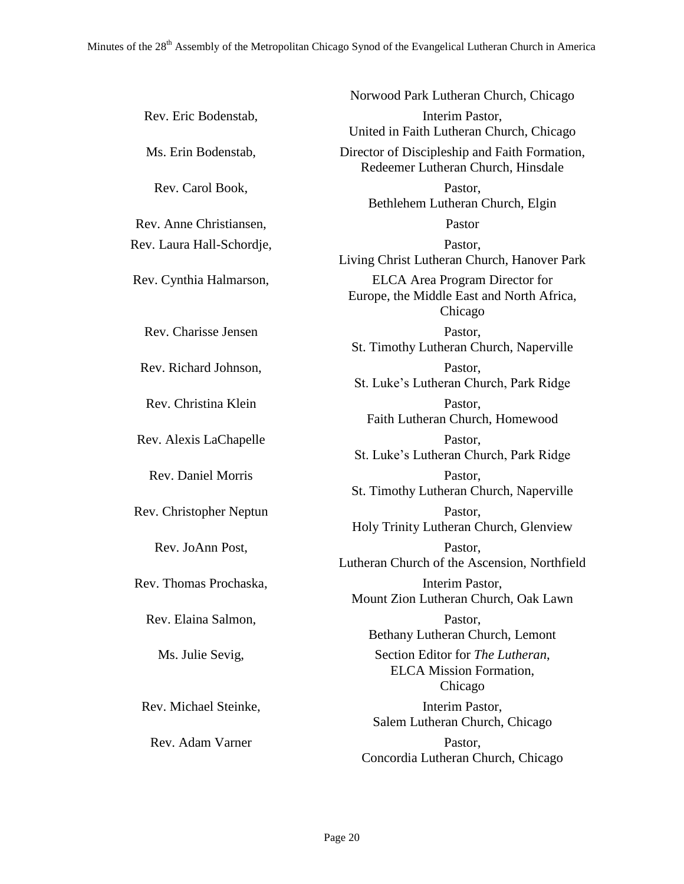| | |
|---|---|
| | Norwood Park Lutheran Church, Chicago |
| Rev. Eric Bodenstab, | Interim Pastor, United in Faith Lutheran Church, Chicago |
| Ms. Erin Bodenstab, | Director of Discipleship and Faith Formation, Redeemer Lutheran Church, Hinsdale |
| Rev. Carol Book, | Pastor, Bethlehem Lutheran Church, Elgin |
| Rev. Anne Christiansen, | Pastor |
| Rev. Laura Hall-Schordje, | Pastor, Living Christ Lutheran Church, Hanover Park |
| Rev. Cynthia Halmarson, | ELCA Area Program Director for Europe, the Middle East and North Africa, Chicago |
| Rev. Charisse Jensen | Pastor, St. Timothy Lutheran Church, Naperville |
| Rev. Richard Johnson, | Pastor, St. Luke's Lutheran Church, Park Ridge |
| Rev. Christina Klein | Pastor, Faith Lutheran Church, Homewood |
| Rev. Alexis LaChapelle | Pastor, St. Luke's Lutheran Church, Park Ridge |
| Rev. Daniel Morris | Pastor, St. Timothy Lutheran Church, Naperville |
| Rev. Christopher Neptun | Pastor, Holy Trinity Lutheran Church, Glenview |
| Rev. JoAnn Post, | Pastor, Lutheran Church of the Ascension, Northfield |
| Rev. Thomas Prochaska, | Interim Pastor, Mount Zion Lutheran Church, Oak Lawn |
| Rev. Elaina Salmon, | Pastor, Bethany Lutheran Church, Lemont |
| Ms. Julie Sevig, | Section Editor for *The Lutheran*, ELCA Mission Formation, Chicago |
| Rev. Michael Steinke, | Interim Pastor, Salem Lutheran Church, Chicago |
| Rev. Adam Varner | Pastor, Concordia Lutheran Church, Chicago |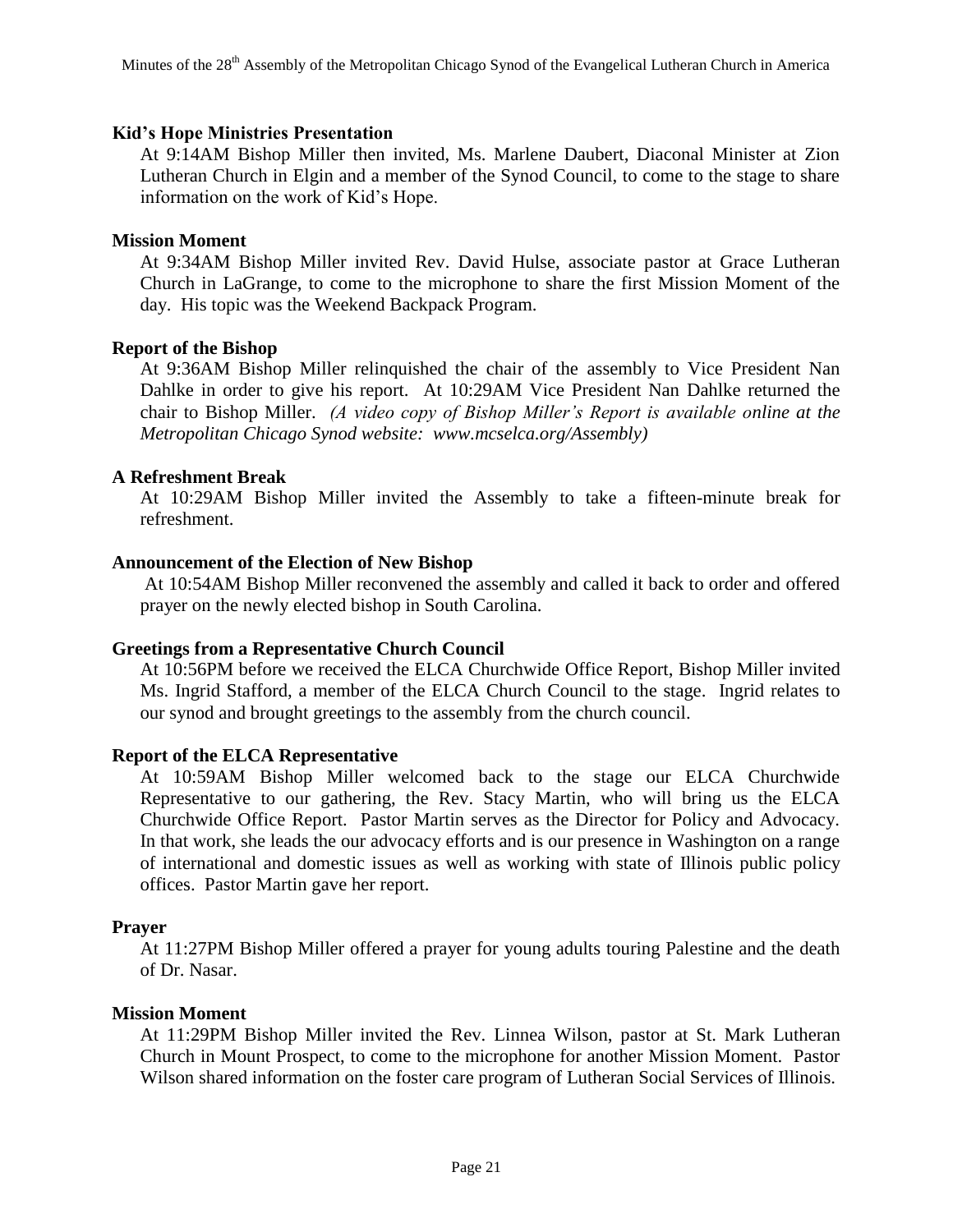**Kid's Hope Ministries Presentation**

At 9:14AM Bishop Miller then invited, Ms. Marlene Daubert, Diaconal Minister at Zion Lutheran Church in Elgin and a member of the Synod Council, to come to the stage to share information on the work of Kid's Hope.

**Mission Moment**

At 9:34AM Bishop Miller invited Rev. David Hulse, associate pastor at Grace Lutheran Church in LaGrange, to come to the microphone to share the first Mission Moment of the day. His topic was the Weekend Backpack Program.

**Report of the Bishop**

At 9:36AM Bishop Miller relinquished the chair of the assembly to Vice President Nan Dahlke in order to give his report. At 10:29AM Vice President Nan Dahlke returned the chair to Bishop Miller. *(A video copy of Bishop Miller's Report is available online at the Metropolitan Chicago Synod website: www.mcselca.org/Assembly)*

**A Refreshment Break**

At 10:29AM Bishop Miller invited the Assembly to take a fifteen-minute break for refreshment.

**Announcement of the Election of New Bishop**

At 10:54AM Bishop Miller reconvened the assembly and called it back to order and offered prayer on the newly elected bishop in South Carolina.

**Greetings from a Representative Church Council**

At 10:56PM before we received the ELCA Churchwide Office Report, Bishop Miller invited Ms. Ingrid Stafford, a member of the ELCA Church Council to the stage. Ingrid relates to our synod and brought greetings to the assembly from the church council.

**Report of the ELCA Representative**

At 10:59AM Bishop Miller welcomed back to the stage our ELCA Churchwide Representative to our gathering, the Rev. Stacy Martin, who will bring us the ELCA Churchwide Office Report. Pastor Martin serves as the Director for Policy and Advocacy. In that work, she leads the our advocacy efforts and is our presence in Washington on a range of international and domestic issues as well as working with state of Illinois public policy offices. Pastor Martin gave her report.

**Prayer**

At 11:27PM Bishop Miller offered a prayer for young adults touring Palestine and the death of Dr. Nasar.

**Mission Moment**

At 11:29PM Bishop Miller invited the Rev. Linnea Wilson, pastor at St. Mark Lutheran Church in Mount Prospect, to come to the microphone for another Mission Moment. Pastor Wilson shared information on the foster care program of Lutheran Social Services of Illinois.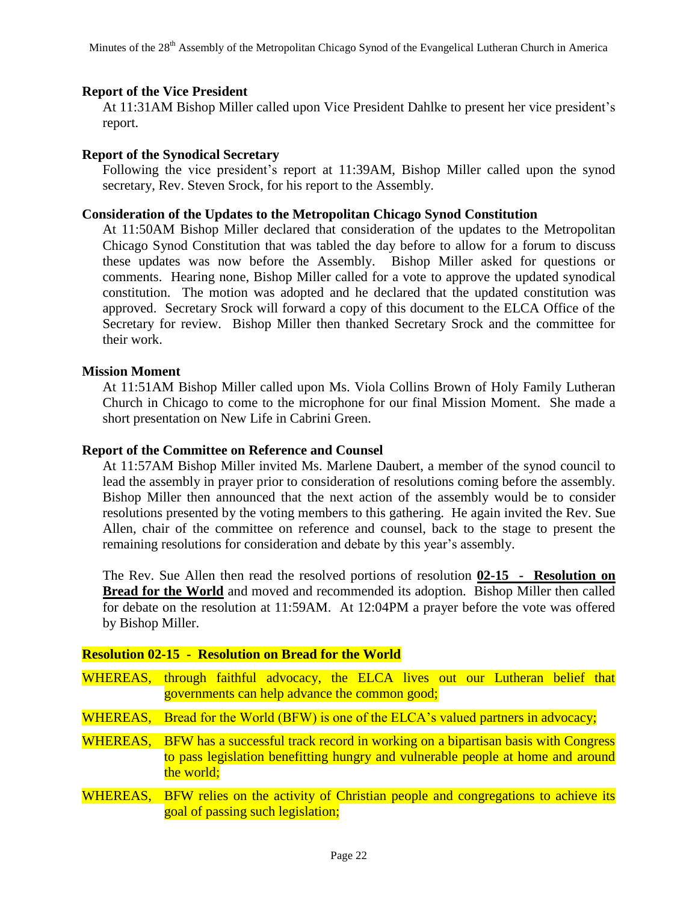**Report of the Vice President**

At 11:31AM Bishop Miller called upon Vice President Dahlke to present her vice president's report.

**Report of the Synodical Secretary**

Following the vice president's report at 11:39AM, Bishop Miller called upon the synod secretary, Rev. Steven Srock, for his report to the Assembly.

**Consideration of the Updates to the Metropolitan Chicago Synod Constitution**

At 11:50AM Bishop Miller declared that consideration of the updates to the Metropolitan Chicago Synod Constitution that was tabled the day before to allow for a forum to discuss these updates was now before the Assembly. Bishop Miller asked for questions or comments. Hearing none, Bishop Miller called for a vote to approve the updated synodical constitution. The motion was adopted and he declared that the updated constitution was approved. Secretary Srock will forward a copy of this document to the ELCA Office of the Secretary for review. Bishop Miller then thanked Secretary Srock and the committee for their work.

**Mission Moment**

At 11:51AM Bishop Miller called upon Ms. Viola Collins Brown of Holy Family Lutheran Church in Chicago to come to the microphone for our final Mission Moment. She made a short presentation on New Life in Cabrini Green.

**Report of the Committee on Reference and Counsel**

At 11:57AM Bishop Miller invited Ms. Marlene Daubert, a member of the synod council to lead the assembly in prayer prior to consideration of resolutions coming before the assembly. Bishop Miller then announced that the next action of the assembly would be to consider resolutions presented by the voting members to this gathering. He again invited the Rev. Sue Allen, chair of the committee on reference and counsel, back to the stage to present the remaining resolutions for consideration and debate by this year's assembly.

The Rev. Sue Allen then read the resolved portions of resolution **02-15 - Resolution on Bread for the World** and moved and recommended its adoption. Bishop Miller then called for debate on the resolution at 11:59AM. At 12:04PM a prayer before the vote was offered by Bishop Miller.

**Resolution 02-15 - Resolution on Bread for the World**

WHEREAS, through faithful advocacy, the ELCA lives out our Lutheran belief that governments can help advance the common good;

WHEREAS, Bread for the World (BFW) is one of the ELCA's valued partners in advocacy;

WHEREAS, BFW has a successful track record in working on a bipartisan basis with Congress to pass legislation benefitting hungry and vulnerable people at home and around the world;

WHEREAS, BFW relies on the activity of Christian people and congregations to achieve its goal of passing such legislation;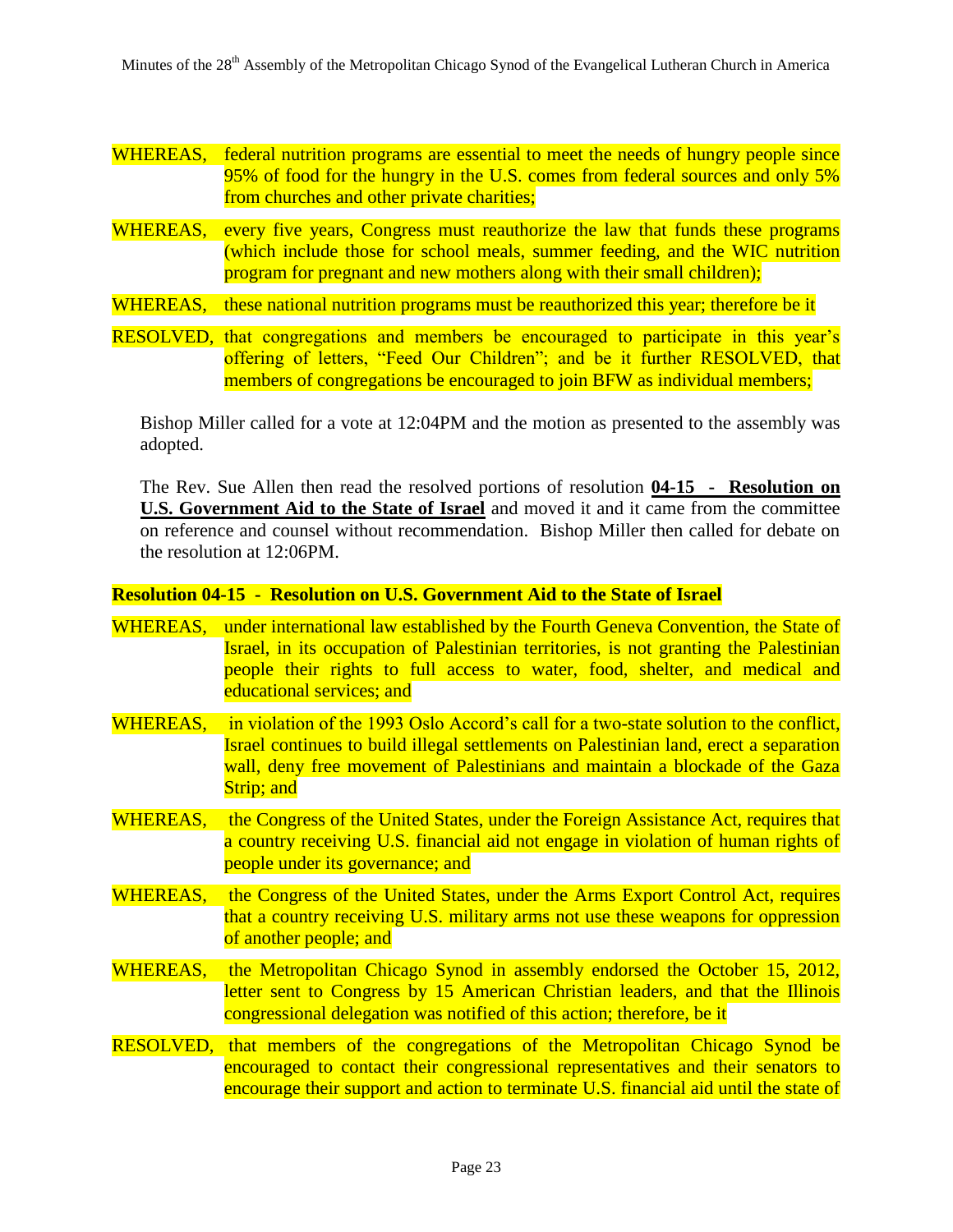WHEREAS, federal nutrition programs are essential to meet the needs of hungry people since 95% of food for the hungry in the U.S. comes from federal sources and only 5% from churches and other private charities;

WHEREAS, every five years, Congress must reauthorize the law that funds these programs (which include those for school meals, summer feeding, and the WIC nutrition program for pregnant and new mothers along with their small children);

WHEREAS, these national nutrition programs must be reauthorized this year; therefore be it

RESOLVED, that congregations and members be encouraged to participate in this year's offering of letters, "Feed Our Children"; and be it further RESOLVED, that members of congregations be encouraged to join BFW as individual members;

Bishop Miller called for a vote at 12:04PM and the motion as presented to the assembly was adopted.

The Rev. Sue Allen then read the resolved portions of resolution **04-15 - Resolution on U.S. Government Aid to the State of Israel** and moved it and it came from the committee on reference and counsel without recommendation. Bishop Miller then called for debate on the resolution at 12:06PM.

**Resolution 04-15 - Resolution on U.S. Government Aid to the State of Israel**

WHEREAS, under international law established by the Fourth Geneva Convention, the State of Israel, in its occupation of Palestinian territories, is not granting the Palestinian people their rights to full access to water, food, shelter, and medical and educational services; and

WHEREAS, in violation of the 1993 Oslo Accord's call for a two-state solution to the conflict, Israel continues to build illegal settlements on Palestinian land, erect a separation wall, deny free movement of Palestinians and maintain a blockade of the Gaza Strip; and

WHEREAS, the Congress of the United States, under the Foreign Assistance Act, requires that a country receiving U.S. financial aid not engage in violation of human rights of people under its governance; and

WHEREAS, the Congress of the United States, under the Arms Export Control Act, requires that a country receiving U.S. military arms not use these weapons for oppression of another people; and

WHEREAS, the Metropolitan Chicago Synod in assembly endorsed the October 15, 2012, letter sent to Congress by 15 American Christian leaders, and that the Illinois congressional delegation was notified of this action; therefore, be it

RESOLVED, that members of the congregations of the Metropolitan Chicago Synod be encouraged to contact their congressional representatives and their senators to encourage their support and action to terminate U.S. financial aid until the state of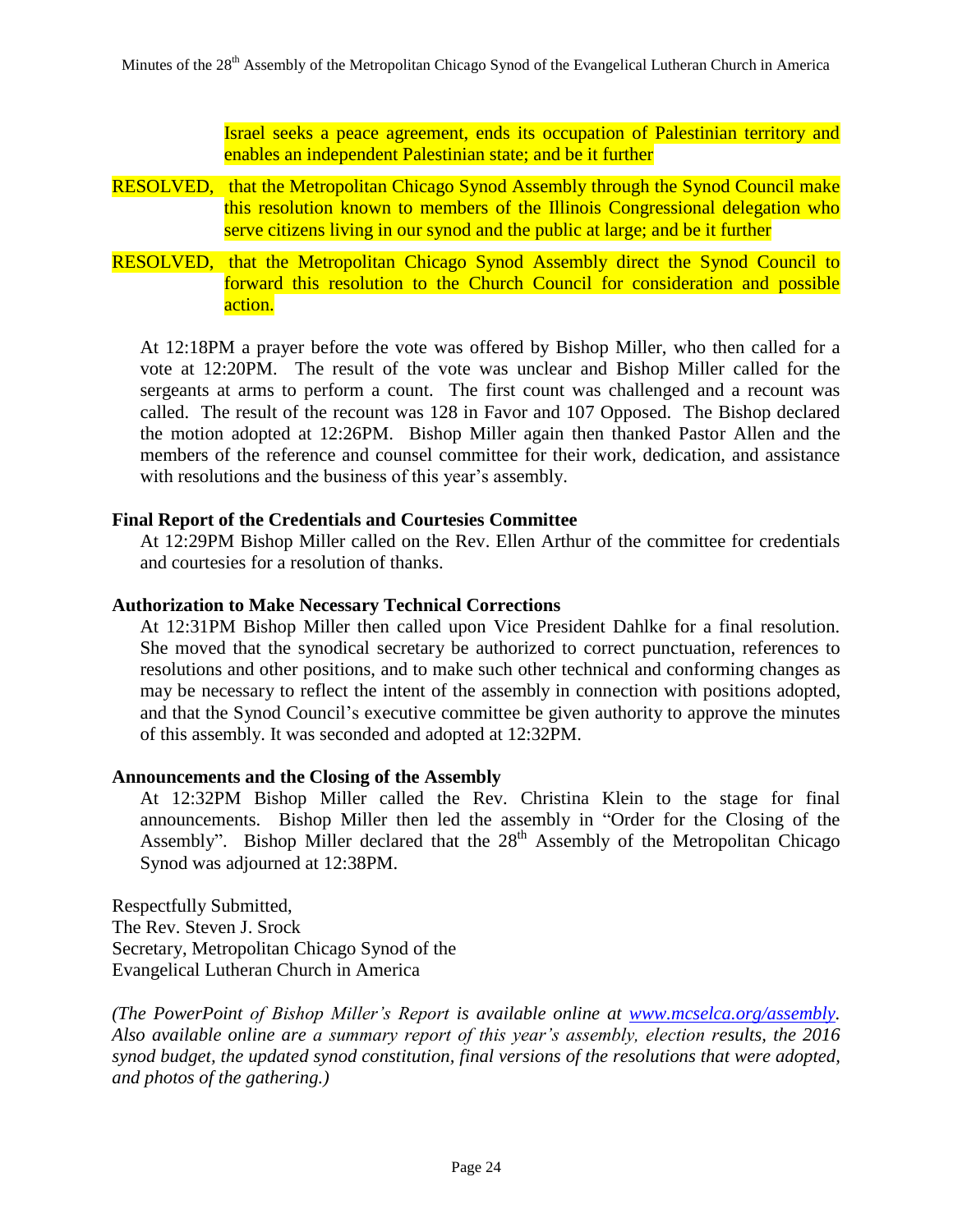Israel seeks a peace agreement, ends its occupation of Palestinian territory and enables an independent Palestinian state; and be it further

RESOLVED, that the Metropolitan Chicago Synod Assembly through the Synod Council make this resolution known to members of the Illinois Congressional delegation who serve citizens living in our synod and the public at large; and be it further

RESOLVED, that the Metropolitan Chicago Synod Assembly direct the Synod Council to forward this resolution to the Church Council for consideration and possible action.

At 12:18PM a prayer before the vote was offered by Bishop Miller, who then called for a vote at 12:20PM. The result of the vote was unclear and Bishop Miller called for the sergeants at arms to perform a count. The first count was challenged and a recount was called. The result of the recount was 128 in Favor and 107 Opposed. The Bishop declared the motion adopted at 12:26PM. Bishop Miller again then thanked Pastor Allen and the members of the reference and counsel committee for their work, dedication, and assistance with resolutions and the business of this year's assembly.

**Final Report of the Credentials and Courtesies Committee**

At 12:29PM Bishop Miller called on the Rev. Ellen Arthur of the committee for credentials and courtesies for a resolution of thanks.

**Authorization to Make Necessary Technical Corrections**

At 12:31PM Bishop Miller then called upon Vice President Dahlke for a final resolution. She moved that the synodical secretary be authorized to correct punctuation, references to resolutions and other positions, and to make such other technical and conforming changes as may be necessary to reflect the intent of the assembly in connection with positions adopted, and that the Synod Council's executive committee be given authority to approve the minutes of this assembly. It was seconded and adopted at 12:32PM.

**Announcements and the Closing of the Assembly**

At 12:32PM Bishop Miller called the Rev. Christina Klein to the stage for final announcements. Bishop Miller then led the assembly in "Order for the Closing of the Assembly". Bishop Miller declared that the 28th Assembly of the Metropolitan Chicago Synod was adjourned at 12:38PM.

Respectfully Submitted,
The Rev. Steven J. Srock
Secretary, Metropolitan Chicago Synod of the
Evangelical Lutheran Church in America

*(The PowerPoint of Bishop Miller's Report is available online at www.mcselca.org/assembly. Also available online are a summary report of this year's assembly, election results, the 2016 synod budget, the updated synod constitution, final versions of the resolutions that were adopted, and photos of the gathering.)*